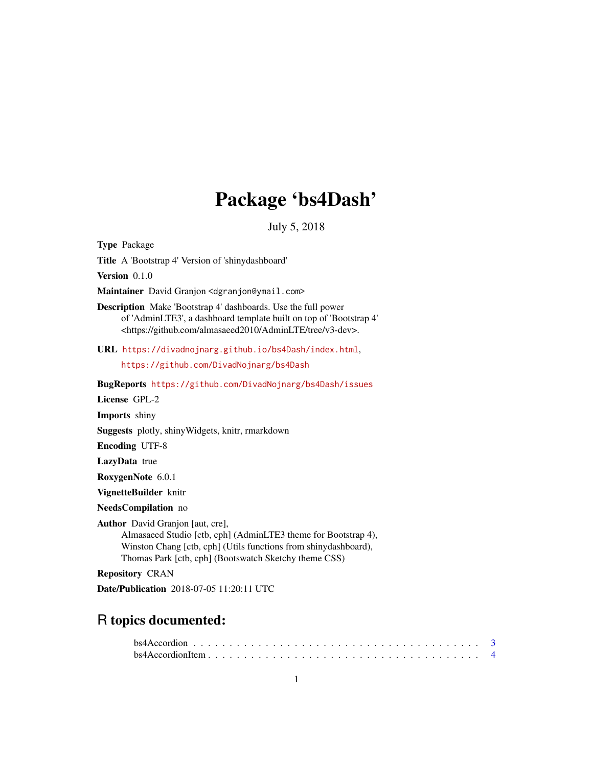# Package 'bs4Dash'

July 5, 2018

**Type** Package

**Title** A 'Bootstrap 4' Version of 'shinydashboard'

**Version** 0.1.0

**Maintainer** David Granjon <dgranjon@ymail.com>

**Description** Make 'Bootstrap 4' dashboards. Use the full power of 'AdminLTE3', a dashboard template built on top of 'Bootstrap 4' <https://github.com/almasaeed2010/AdminLTE/tree/v3-dev>.

**URL** https://divadnojnarg.github.io/bs4Dash/index.html, https://github.com/DivadNojnarg/bs4Dash

**BugReports** https://github.com/DivadNojnarg/bs4Dash/issues

**License** GPL-2

**Imports** shiny

**Suggests** plotly, shinyWidgets, knitr, rmarkdown

**Encoding** UTF-8

**LazyData** true

**RoxygenNote** 6.0.1

**VignetteBuilder** knitr

**NeedsCompilation** no

**Author** David Granjon [aut, cre],
Almasaeed Studio [ctb, cph] (AdminLTE3 theme for Bootstrap 4),
Winston Chang [ctb, cph] (Utils functions from shinydashboard),
Thomas Park [ctb, cph] (Bootswatch Sketchy theme CSS)

**Repository** CRAN

**Date/Publication** 2018-07-05 11:20:11 UTC

## R topics documented:

bs4Accordion . . . . . . . . . . . . . . . . . . . . . . . . . . . . . . . . . . . . . . . . 3
bs4AccordionItem . . . . . . . . . . . . . . . . . . . . . . . . . . . . . . . . . . . . . 4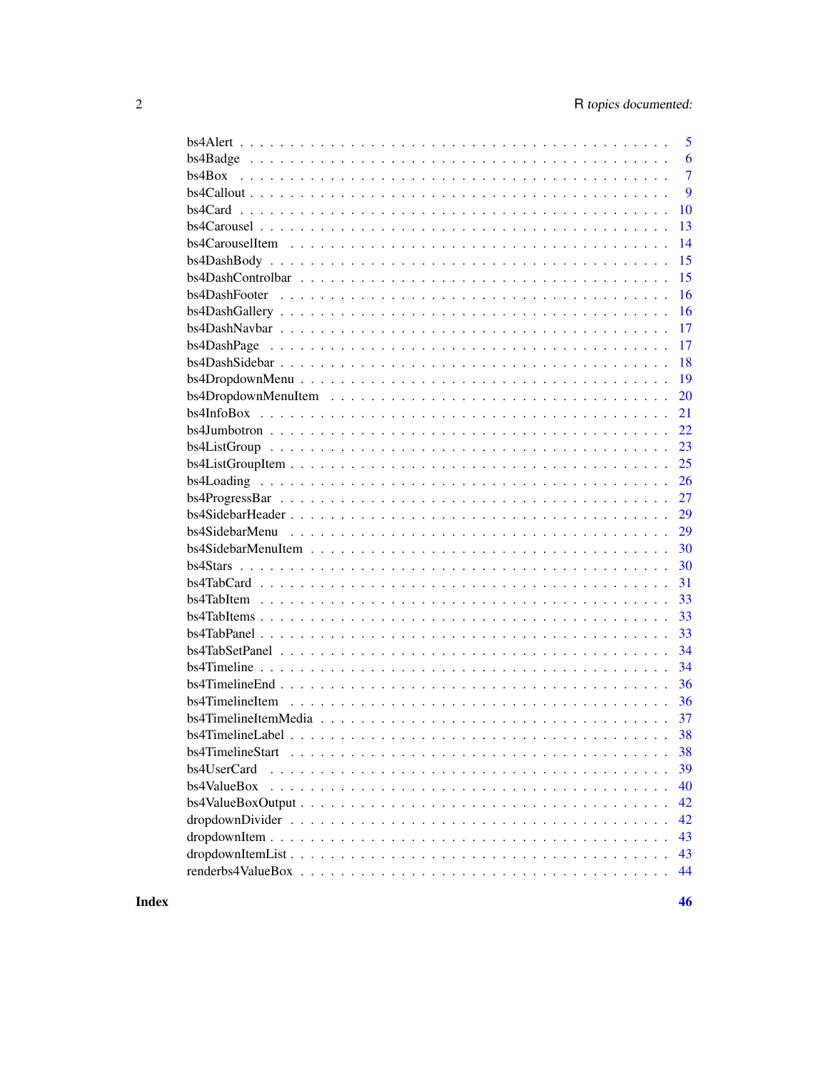| | |
|---|---|
| bs4Alert | 5 |
| bs4Badge | 6 |
| bs4Box | 7 |
| bs4Callout | 9 |
| bs4Card | 10 |
| bs4Carousel | 13 |
| bs4CarouselItem | 14 |
| bs4DashBody | 15 |
| bs4DashControlbar | 15 |
| bs4DashFooter | 16 |
| bs4DashGallery | 16 |
| bs4DashNavbar | 17 |
| bs4DashPage | 17 |
| bs4DashSidebar | 18 |
| bs4DropdownMenu | 19 |
| bs4DropdownMenuItem | 20 |
| bs4InfoBox | 21 |
| bs4Jumbotron | 22 |
| bs4ListGroup | 23 |
| bs4ListGroupItem | 25 |
| bs4Loading | 26 |
| bs4ProgressBar | 27 |
| bs4SidebarHeader | 29 |
| bs4SidebarMenu | 29 |
| bs4SidebarMenuItem | 30 |
| bs4Stars | 30 |
| bs4TabCard | 31 |
| bs4TabItem | 33 |
| bs4TabItems | 33 |
| bs4TabPanel | 33 |
| bs4TabSetPanel | 34 |
| bs4Timeline | 34 |
| bs4TimelineEnd | 36 |
| bs4TimelineItem | 36 |
| bs4TimelineItemMedia | 37 |
| bs4TimelineLabel | 38 |
| bs4TimelineStart | 38 |
| bs4UserCard | 39 |
| bs4ValueBox | 40 |
| bs4ValueBoxOutput | 42 |
| dropdownDivider | 42 |
| dropdownItem | 43 |
| dropdownItemList | 43 |
| renderbs4ValueBox | 44 |

**Index** **46**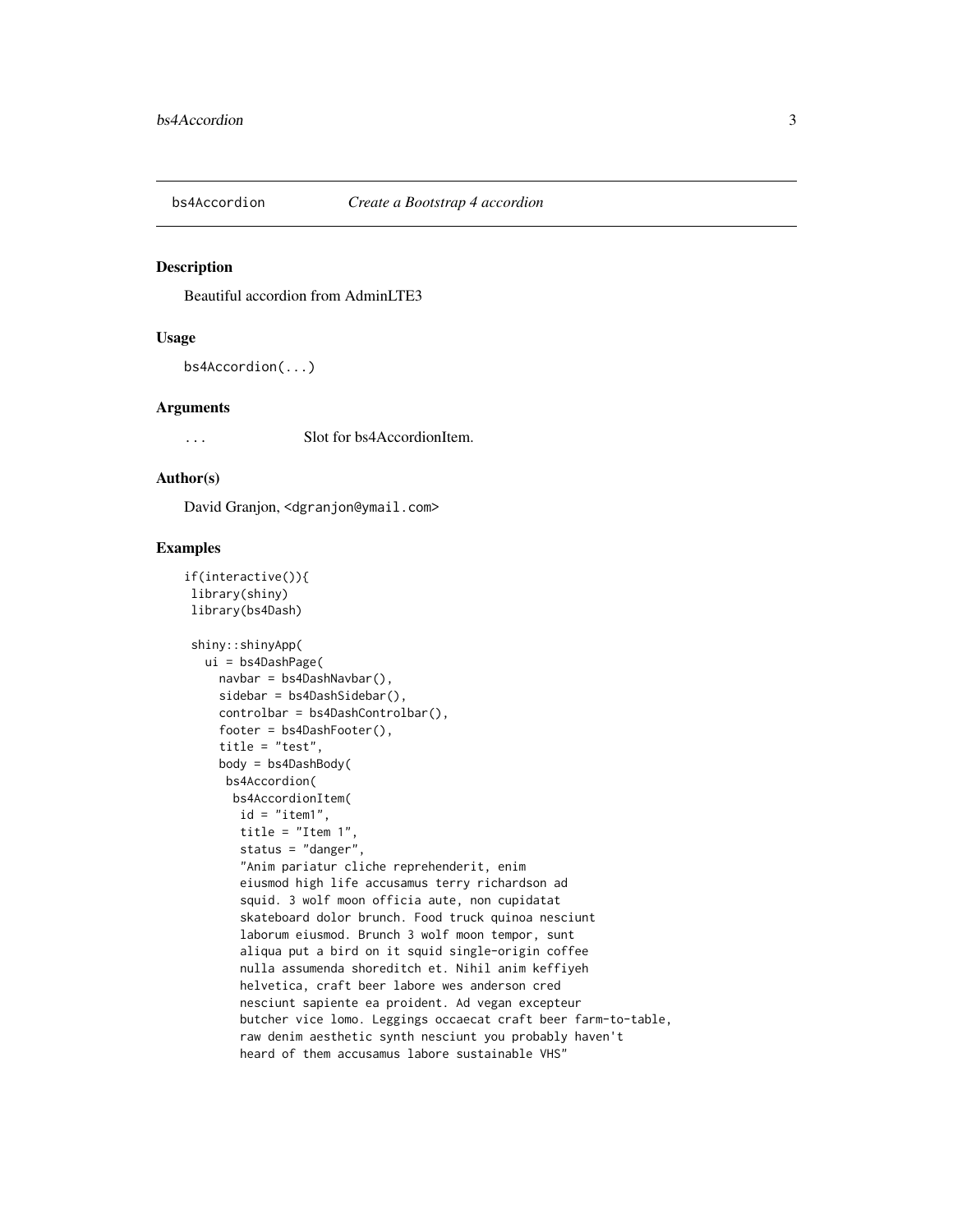# bs4Accordion — *Create a Bootstrap 4 accordion*

## Description

Beautiful accordion from AdminLTE3

## Usage

```
bs4Accordion(...)
```

## Arguments

| | |
|---|---|
| ... | Slot for bs4AccordionItem. |

## Author(s)

David Granjon, <dgranjon@ymail.com>

## Examples

```
if(interactive()){
 library(shiny)
 library(bs4Dash)

 shiny::shinyApp(
   ui = bs4DashPage(
     navbar = bs4DashNavbar(),
     sidebar = bs4DashSidebar(),
     controlbar = bs4DashControlbar(),
     footer = bs4DashFooter(),
     title = "test",
     body = bs4DashBody(
      bs4Accordion(
       bs4AccordionItem(
        id = "item1",
        title = "Item 1",
        status = "danger",
        "Anim pariatur cliche reprehenderit, enim
        eiusmod high life accusamus terry richardson ad
        squid. 3 wolf moon officia aute, non cupidatat
        skateboard dolor brunch. Food truck quinoa nesciunt
        laborum eiusmod. Brunch 3 wolf moon tempor, sunt
        aliqua put a bird on it squid single-origin coffee
        nulla assumenda shoreditch et. Nihil anim keffiyeh
        helvetica, craft beer labore wes anderson cred
        nesciunt sapiente ea proident. Ad vegan excepteur
        butcher vice lomo. Leggings occaecat craft beer farm-to-table,
        raw denim aesthetic synth nesciunt you probably haven't
        heard of them accusamus labore sustainable VHS"
```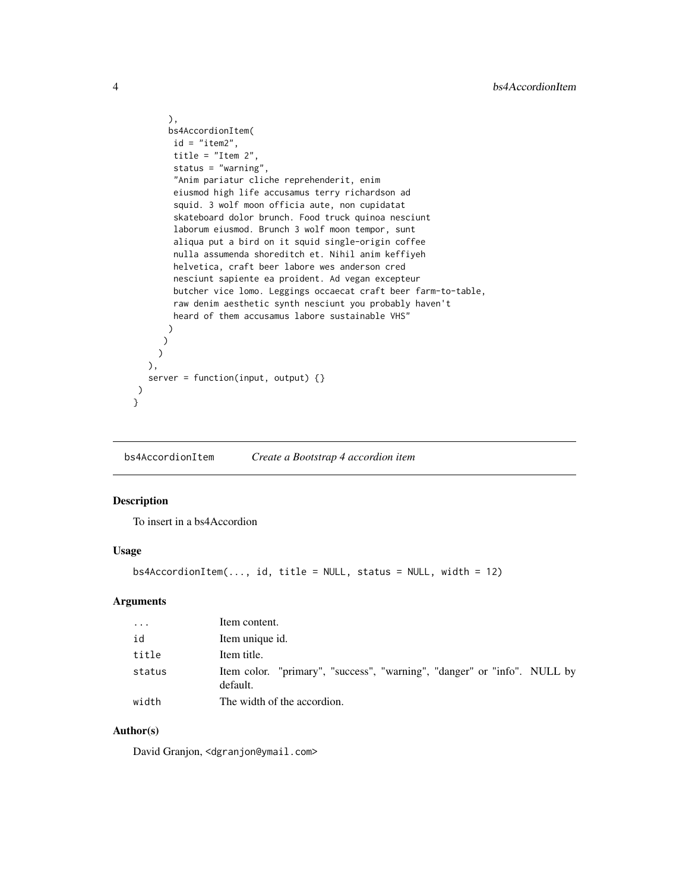```
    ),
    bs4AccordionItem(
     id = "item2",
     title = "Item 2",
     status = "warning",
     "Anim pariatur cliche reprehenderit, enim
     eiusmod high life accusamus terry richardson ad
     squid. 3 wolf moon officia aute, non cupidatat
     skateboard dolor brunch. Food truck quinoa nesciunt
     laborum eiusmod. Brunch 3 wolf moon tempor, sunt
     aliqua put a bird on it squid single-origin coffee
     nulla assumenda shoreditch et. Nihil anim keffiyeh
     helvetica, craft beer labore wes anderson cred
     nesciunt sapiente ea proident. Ad vegan excepteur
     butcher vice lomo. Leggings occaecat craft beer farm-to-table,
     raw denim aesthetic synth nesciunt you probably haven't
     heard of them accusamus labore sustainable VHS"
    )
   )
  )
 ),
 server = function(input, output) {}
)
}
```

## bs4AccordionItem *Create a Bootstrap 4 accordion item*

### Description

To insert in a bs4Accordion

### Usage

```
bs4AccordionItem(..., id, title = NULL, status = NULL, width = 12)
```

### Arguments

| | |
|---|---|
| ... | Item content. |
| id | Item unique id. |
| title | Item title. |
| status | Item color. "primary", "success", "warning", "danger" or "info". NULL by default. |
| width | The width of the accordion. |

### Author(s)

David Granjon, <dgranjon@ymail.com>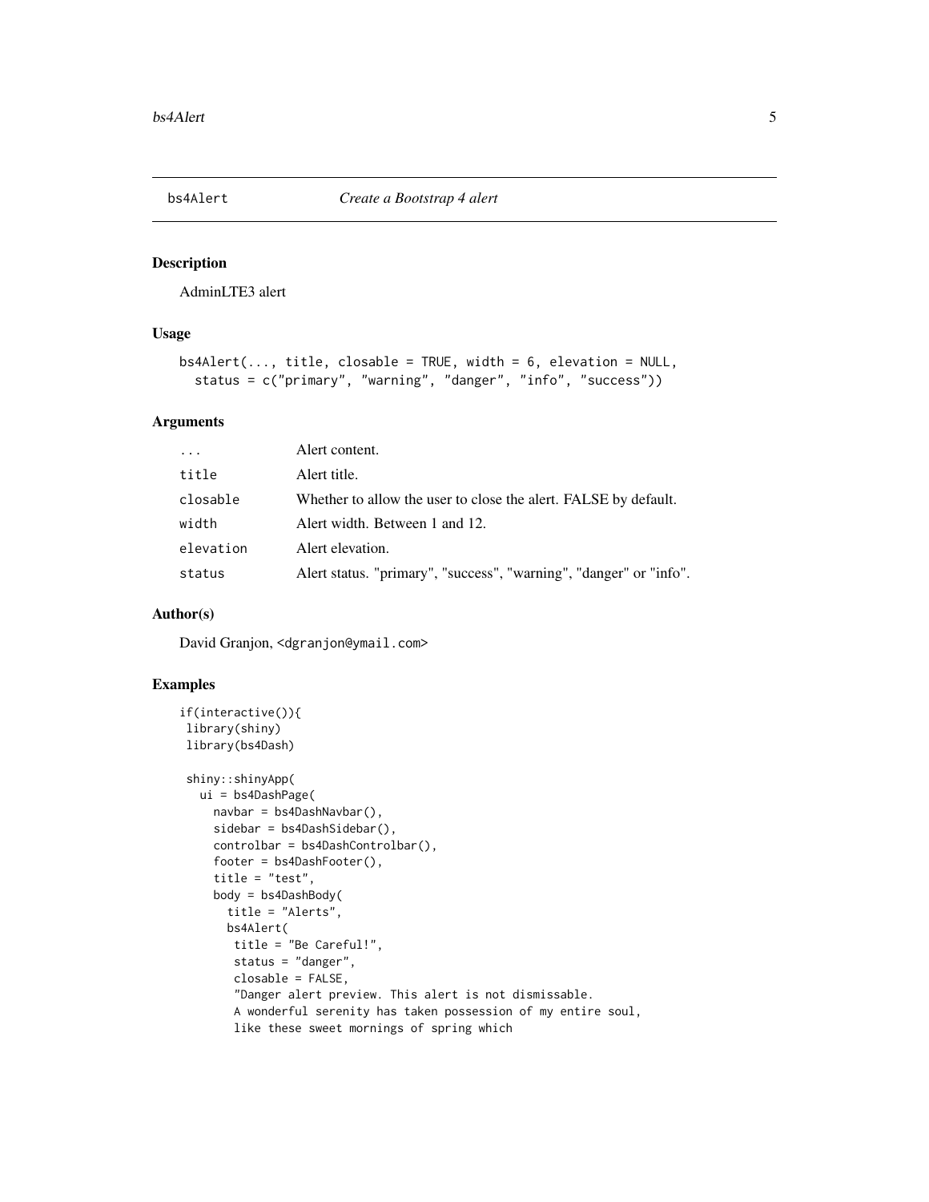## bs4Alert — *Create a Bootstrap 4 alert*

### Description

AdminLTE3 alert

### Usage

```
bs4Alert(..., title, closable = TRUE, width = 6, elevation = NULL,
  status = c("primary", "warning", "danger", "info", "success"))
```

### Arguments

| | |
|---|---|
| `...` | Alert content. |
| `title` | Alert title. |
| `closable` | Whether to allow the user to close the alert. FALSE by default. |
| `width` | Alert width. Between 1 and 12. |
| `elevation` | Alert elevation. |
| `status` | Alert status. "primary", "success", "warning", "danger" or "info". |

### Author(s)

David Granjon, <dgranjon@ymail.com>

### Examples

```
if(interactive()){
 library(shiny)
 library(bs4Dash)

 shiny::shinyApp(
   ui = bs4DashPage(
     navbar = bs4DashNavbar(),
     sidebar = bs4DashSidebar(),
     controlbar = bs4DashControlbar(),
     footer = bs4DashFooter(),
     title = "test",
     body = bs4DashBody(
       title = "Alerts",
       bs4Alert(
        title = "Be Careful!",
        status = "danger",
        closable = FALSE,
        "Danger alert preview. This alert is not dismissable.
        A wonderful serenity has taken possession of my entire soul,
        like these sweet mornings of spring which
```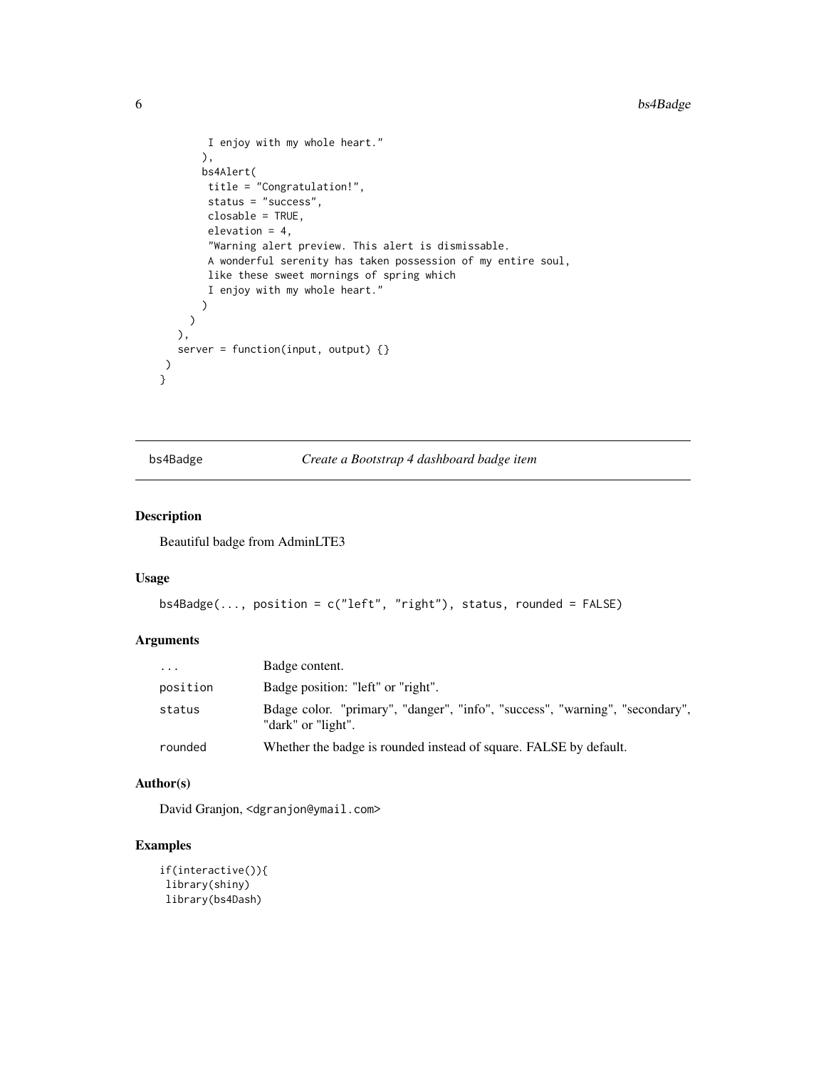```
        I enjoy with my whole heart."
       ),
       bs4Alert(
        title = "Congratulation!",
        status = "success",
        closable = TRUE,
        elevation = 4,
        "Warning alert preview. This alert is dismissable.
        A wonderful serenity has taken possession of my entire soul,
        like these sweet mornings of spring which
        I enjoy with my whole heart."
       )
     )
   ),
   server = function(input, output) {}
 )
}
```

## bs4Badge *Create a Bootstrap 4 dashboard badge item*

### Description

Beautiful badge from AdminLTE3

### Usage

```
bs4Badge(..., position = c("left", "right"), status, rounded = FALSE)
```

### Arguments

| | |
|---|---|
| ... | Badge content. |
| position | Badge position: "left" or "right". |
| status | Bdage color. "primary", "danger", "info", "success", "warning", "secondary", "dark" or "light". |
| rounded | Whether the badge is rounded instead of square. FALSE by default. |

### Author(s)

David Granjon, <dgranjon@ymail.com>

### Examples

```
if(interactive()){
 library(shiny)
 library(bs4Dash)
```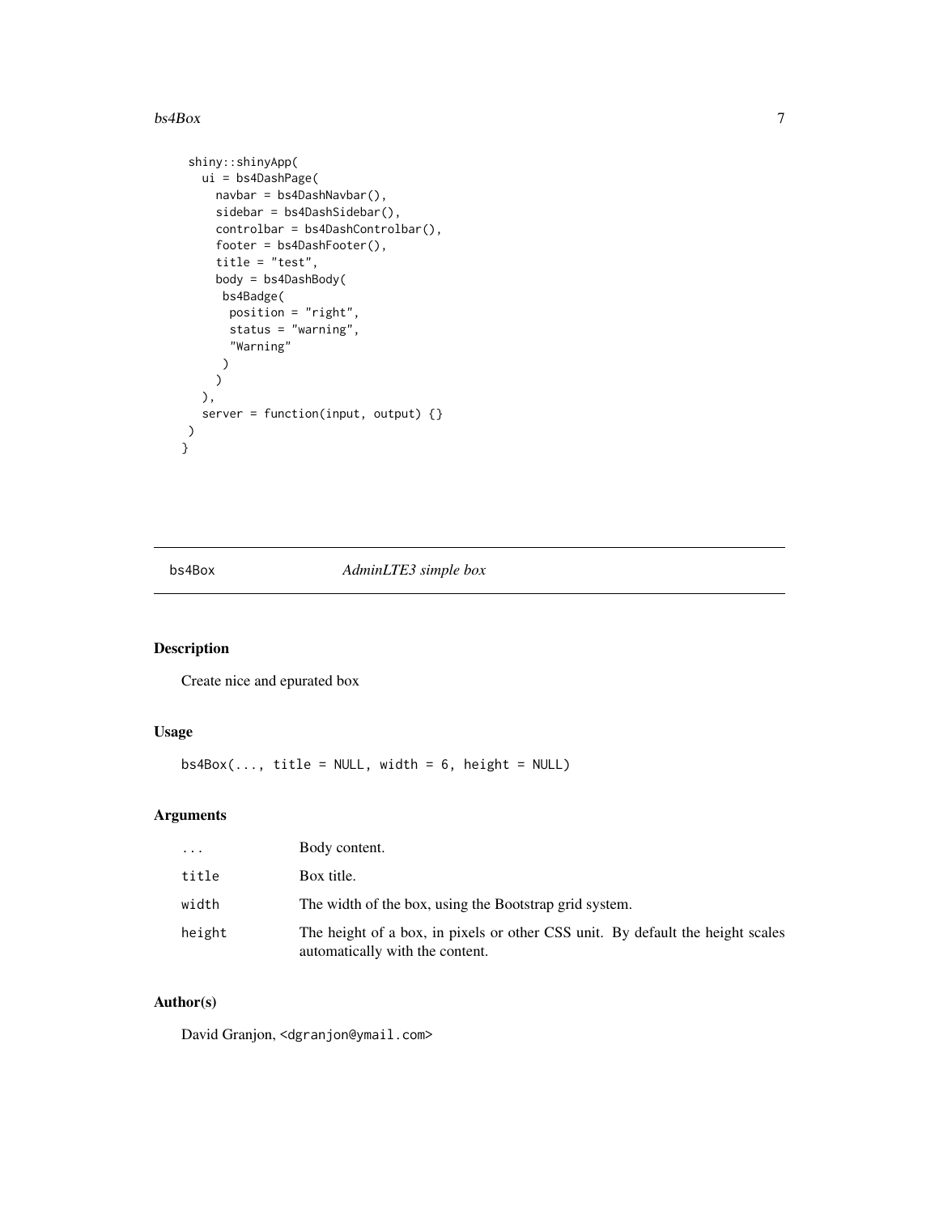```
 shiny::shinyApp(
   ui = bs4DashPage(
     navbar = bs4DashNavbar(),
     sidebar = bs4DashSidebar(),
     controlbar = bs4DashControlbar(),
     footer = bs4DashFooter(),
     title = "test",
     body = bs4DashBody(
      bs4Badge(
       position = "right",
       status = "warning",
       "Warning"
      )
     )
   ),
   server = function(input, output) {}
 )
}
```

---

## bs4Box — *AdminLTE3 simple box*

---

### Description

Create nice and epurated box

### Usage

```
bs4Box(..., title = NULL, width = 6, height = NULL)
```

### Arguments

| | |
|---|---|
| ... | Body content. |
| title | Box title. |
| width | The width of the box, using the Bootstrap grid system. |
| height | The height of a box, in pixels or other CSS unit. By default the height scales automatically with the content. |

### Author(s)

David Granjon, <dgranjon@ymail.com>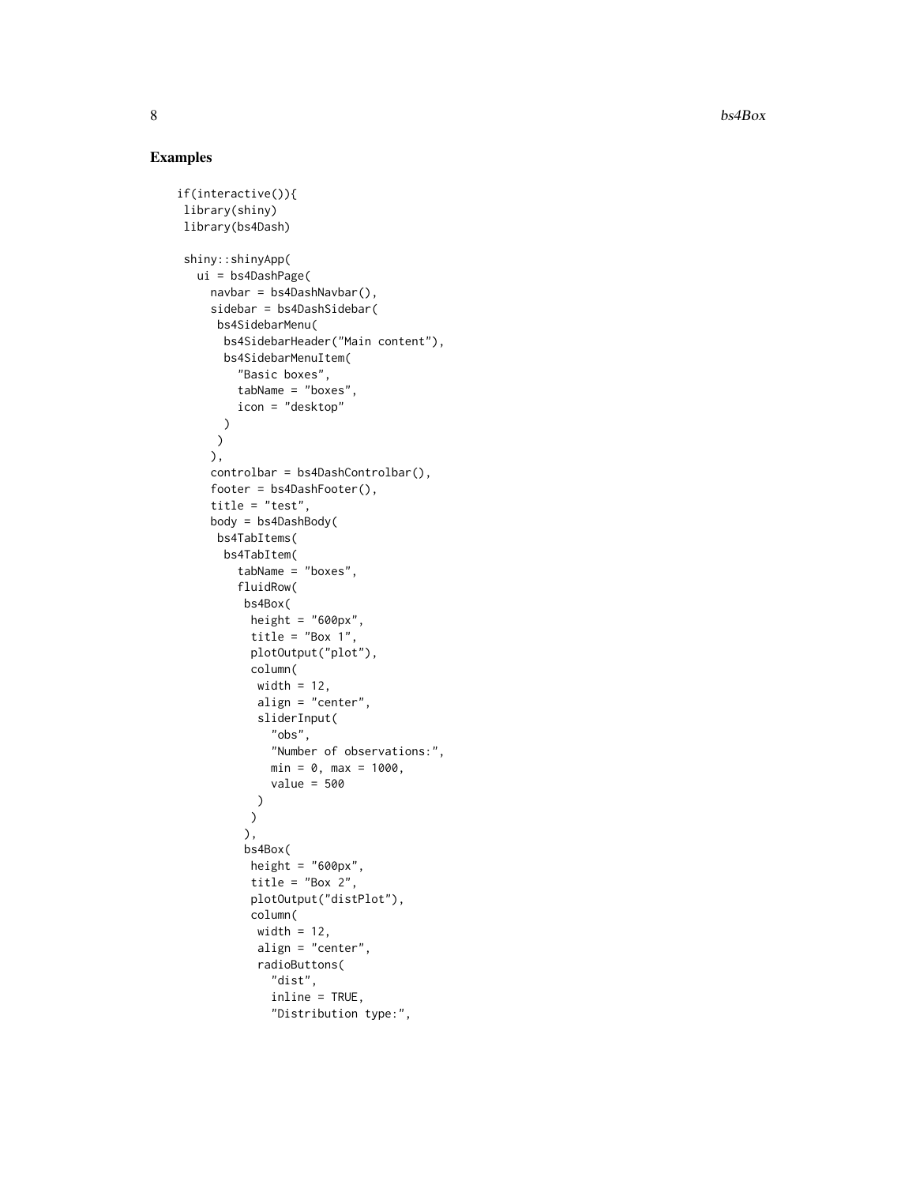## Examples

```
if(interactive()){
 library(shiny)
 library(bs4Dash)

 shiny::shinyApp(
   ui = bs4DashPage(
     navbar = bs4DashNavbar(),
     sidebar = bs4DashSidebar(
      bs4SidebarMenu(
       bs4SidebarHeader("Main content"),
       bs4SidebarMenuItem(
         "Basic boxes",
         tabName = "boxes",
         icon = "desktop"
       )
      )
     ),
     controlbar = bs4DashControlbar(),
     footer = bs4DashFooter(),
     title = "test",
     body = bs4DashBody(
      bs4TabItems(
       bs4TabItem(
         tabName = "boxes",
         fluidRow(
          bs4Box(
           height = "600px",
           title = "Box 1",
           plotOutput("plot"),
           column(
            width = 12,
            align = "center",
            sliderInput(
              "obs",
              "Number of observations:",
              min = 0, max = 1000,
              value = 500
            )
           )
          ),
          bs4Box(
           height = "600px",
           title = "Box 2",
           plotOutput("distPlot"),
           column(
            width = 12,
            align = "center",
            radioButtons(
              "dist",
              inline = TRUE,
              "Distribution type:",
```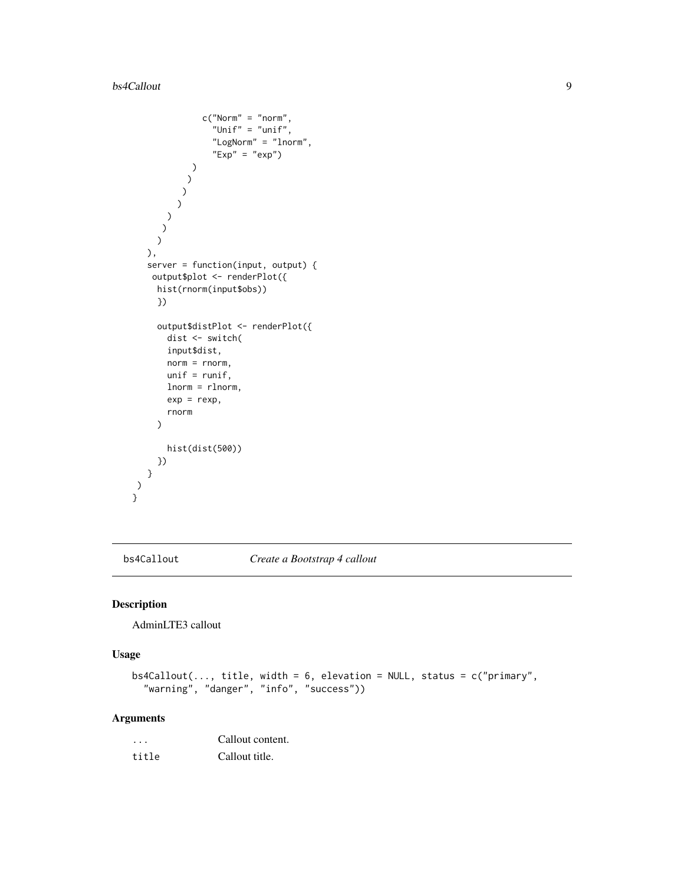```
              c("Norm" = "norm",
                "Unif" = "unif",
                "LogNorm" = "lnorm",
                "Exp" = "exp")
            )
           )
          )
         )
       )
      )
     )
   ),
   server = function(input, output) {
    output$plot <- renderPlot({
     hist(rnorm(input$obs))
     })

     output$distPlot <- renderPlot({
       dist <- switch(
       input$dist,
       norm = rnorm,
       unif = runif,
       lnorm = rlnorm,
       exp = rexp,
       rnorm
     )

       hist(dist(500))
     })
   }
 )
}
```

## bs4Callout — *Create a Bootstrap 4 callout*

### Description

AdminLTE3 callout

### Usage

```
bs4Callout(..., title, width = 6, elevation = NULL, status = c("primary",
  "warning", "danger", "info", "success"))
```

### Arguments

| | |
|---|---|
| `...` | Callout content. |
| `title` | Callout title. |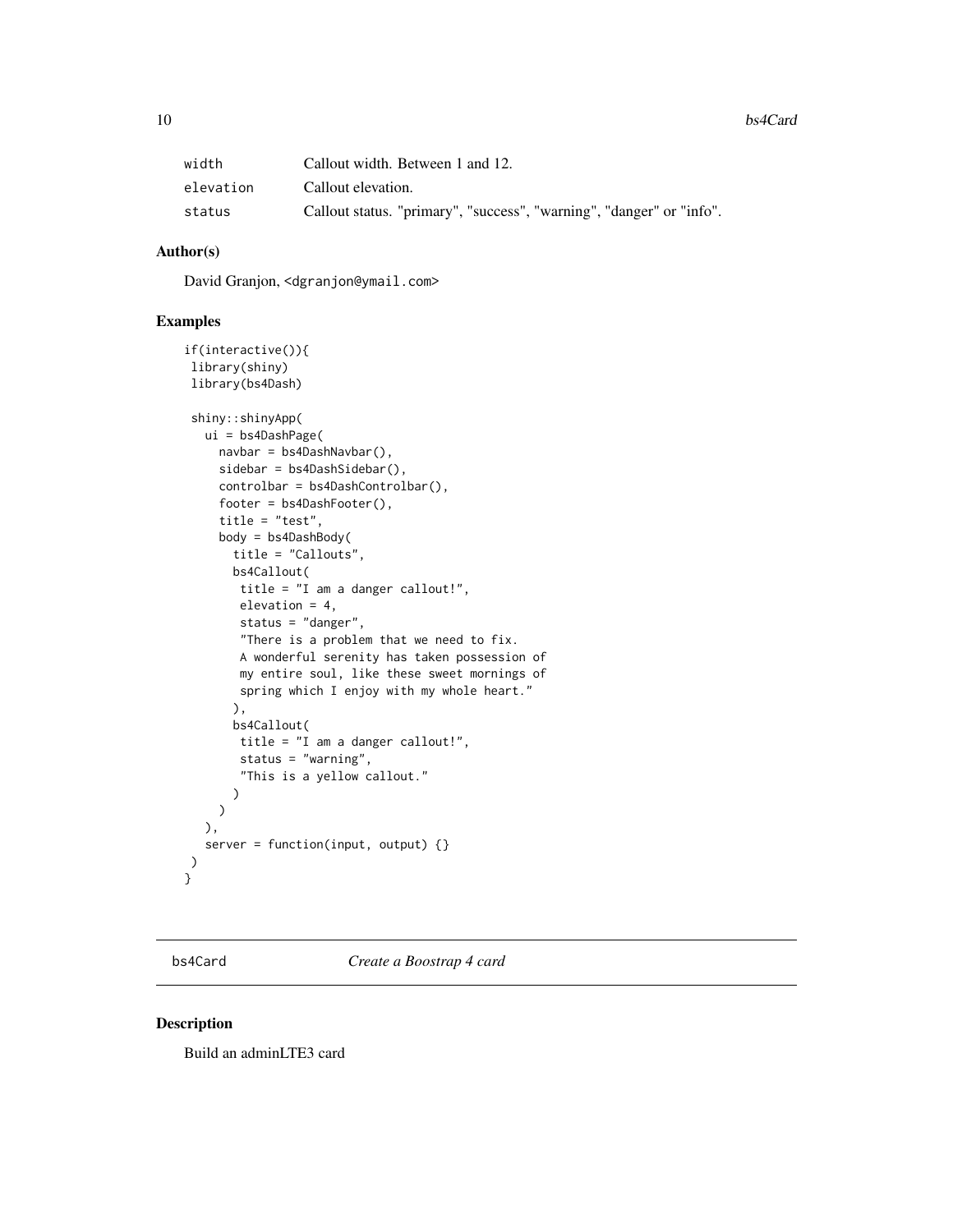| | |
|---|---|
| width | Callout width. Between 1 and 12. |
| elevation | Callout elevation. |
| status | Callout status. "primary", "success", "warning", "danger" or "info". |

## Author(s)

David Granjon, <dgranjon@ymail.com>

## Examples

```
if(interactive()){
 library(shiny)
 library(bs4Dash)

 shiny::shinyApp(
   ui = bs4DashPage(
     navbar = bs4DashNavbar(),
     sidebar = bs4DashSidebar(),
     controlbar = bs4DashControlbar(),
     footer = bs4DashFooter(),
     title = "test",
     body = bs4DashBody(
       title = "Callouts",
       bs4Callout(
        title = "I am a danger callout!",
        elevation = 4,
        status = "danger",
        "There is a problem that we need to fix.
        A wonderful serenity has taken possession of
        my entire soul, like these sweet mornings of
        spring which I enjoy with my whole heart."
       ),
       bs4Callout(
        title = "I am a danger callout!",
        status = "warning",
        "This is a yellow callout."
       )
     )
   ),
   server = function(input, output) {}
 )
}
```

# bs4Card *Create a Boostrap 4 card*

## Description

Build an adminLTE3 card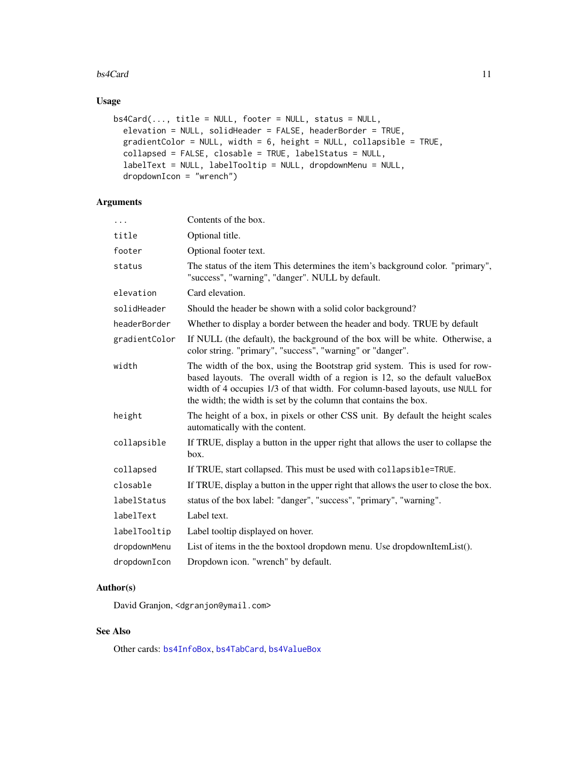## Usage

```
bs4Card(..., title = NULL, footer = NULL, status = NULL,
  elevation = NULL, solidHeader = FALSE, headerBorder = TRUE,
  gradientColor = NULL, width = 6, height = NULL, collapsible = TRUE,
  collapsed = FALSE, closable = TRUE, labelStatus = NULL,
  labelText = NULL, labelTooltip = NULL, dropdownMenu = NULL,
  dropdownIcon = "wrench")
```

## Arguments

| Argument | Description |
|---|---|
| `...` | Contents of the box. |
| `title` | Optional title. |
| `footer` | Optional footer text. |
| `status` | The status of the item This determines the item's background color. "primary", "success", "warning", "danger". NULL by default. |
| `elevation` | Card elevation. |
| `solidHeader` | Should the header be shown with a solid color background? |
| `headerBorder` | Whether to display a border between the header and body. TRUE by default |
| `gradientColor` | If NULL (the default), the background of the box will be white. Otherwise, a color string. "primary", "success", "warning" or "danger". |
| `width` | The width of the box, using the Bootstrap grid system. This is used for row-based layouts. The overall width of a region is 12, so the default valueBox width of 4 occupies 1/3 of that width. For column-based layouts, use `NULL` for the width; the width is set by the column that contains the box. |
| `height` | The height of a box, in pixels or other CSS unit. By default the height scales automatically with the content. |
| `collapsible` | If TRUE, display a button in the upper right that allows the user to collapse the box. |
| `collapsed` | If TRUE, start collapsed. This must be used with `collapsible=TRUE`. |
| `closable` | If TRUE, display a button in the upper right that allows the user to close the box. |
| `labelStatus` | status of the box label: "danger", "success", "primary", "warning". |
| `labelText` | Label text. |
| `labelTooltip` | Label tooltip displayed on hover. |
| `dropdownMenu` | List of items in the the boxtool dropdown menu. Use dropdownItemList(). |
| `dropdownIcon` | Dropdown icon. "wrench" by default. |

## Author(s)

David Granjon, <dgranjon@ymail.com>

## See Also

Other cards: `bs4InfoBox`, `bs4TabCard`, `bs4ValueBox`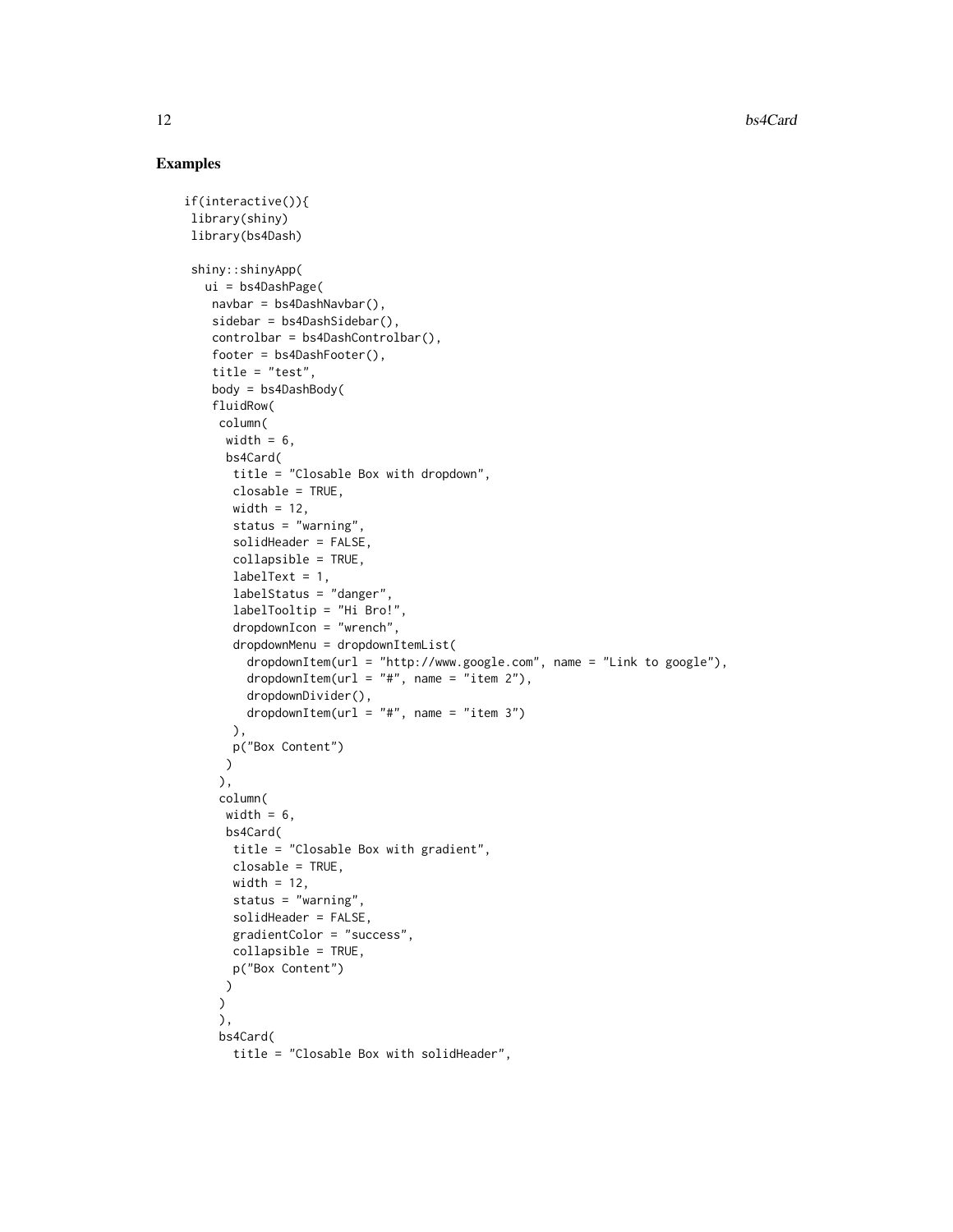## Examples

```
if(interactive()){
 library(shiny)
 library(bs4Dash)

 shiny::shinyApp(
   ui = bs4DashPage(
    navbar = bs4DashNavbar(),
    sidebar = bs4DashSidebar(),
    controlbar = bs4DashControlbar(),
    footer = bs4DashFooter(),
    title = "test",
    body = bs4DashBody(
    fluidRow(
     column(
      width = 6,
      bs4Card(
       title = "Closable Box with dropdown",
       closable = TRUE,
       width = 12,
       status = "warning",
       solidHeader = FALSE,
       collapsible = TRUE,
       labelText = 1,
       labelStatus = "danger",
       labelTooltip = "Hi Bro!",
       dropdownIcon = "wrench",
       dropdownMenu = dropdownItemList(
         dropdownItem(url = "http://www.google.com", name = "Link to google"),
         dropdownItem(url = "#", name = "item 2"),
         dropdownDivider(),
         dropdownItem(url = "#", name = "item 3")
       ),
       p("Box Content")
      )
     ),
     column(
      width = 6,
      bs4Card(
       title = "Closable Box with gradient",
       closable = TRUE,
       width = 12,
       status = "warning",
       solidHeader = FALSE,
       gradientColor = "success",
       collapsible = TRUE,
       p("Box Content")
      )
     )
     ),
     bs4Card(
       title = "Closable Box with solidHeader",
```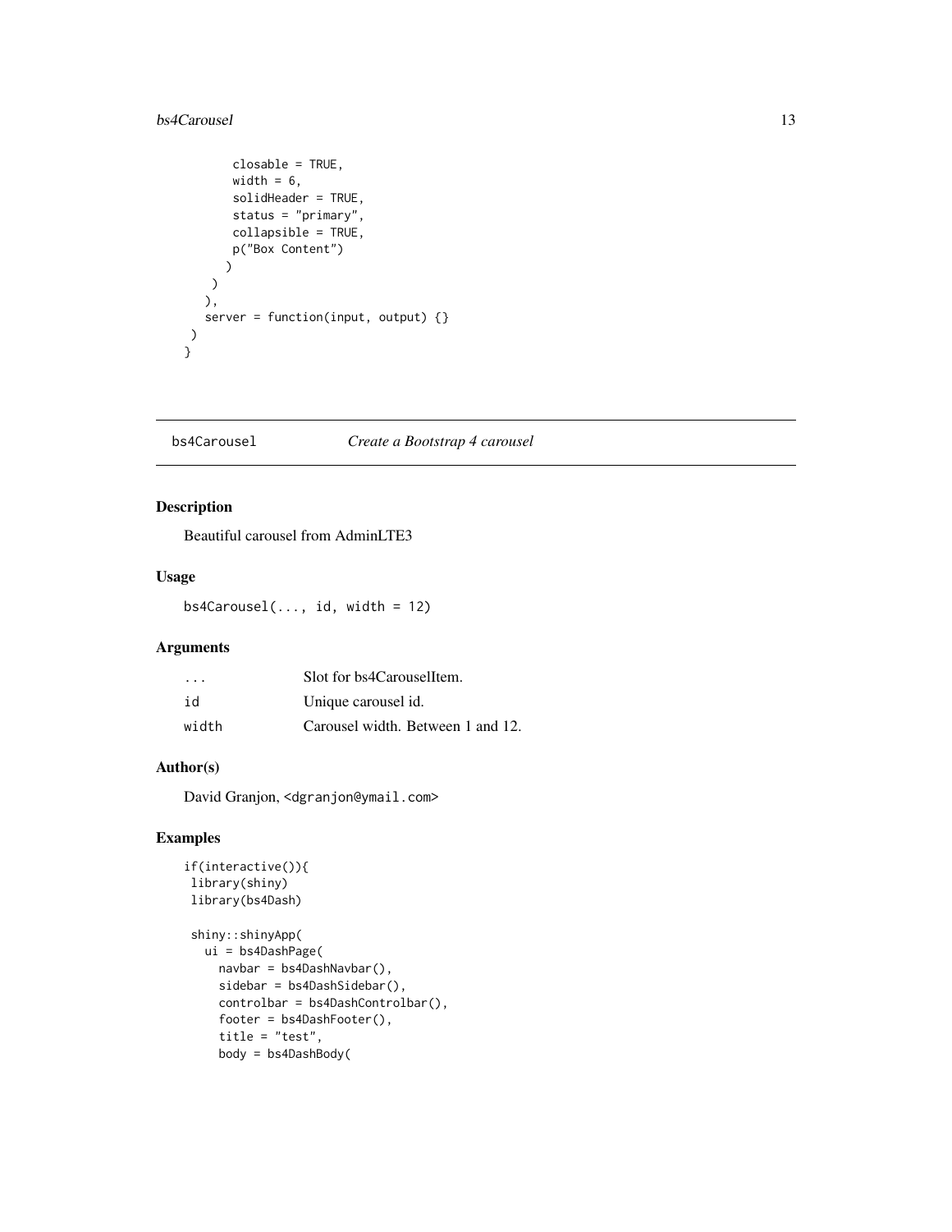```
        closable = TRUE,
        width = 6,
        solidHeader = TRUE,
        status = "primary",
        collapsible = TRUE,
        p("Box Content")
      )
    )
   ),
   server = function(input, output) {}
 )
}
```

## bs4Carousel *Create a Bootstrap 4 carousel*

### Description

Beautiful carousel from AdminLTE3

### Usage

```
bs4Carousel(..., id, width = 12)
```

### Arguments

| | |
|---|---|
| ... | Slot for bs4CarouselItem. |
| id | Unique carousel id. |
| width | Carousel width. Between 1 and 12. |

### Author(s)

David Granjon, <dgranjon@ymail.com>

### Examples

```
if(interactive()){
 library(shiny)
 library(bs4Dash)

 shiny::shinyApp(
   ui = bs4DashPage(
     navbar = bs4DashNavbar(),
     sidebar = bs4DashSidebar(),
     controlbar = bs4DashControlbar(),
     footer = bs4DashFooter(),
     title = "test",
     body = bs4DashBody(
```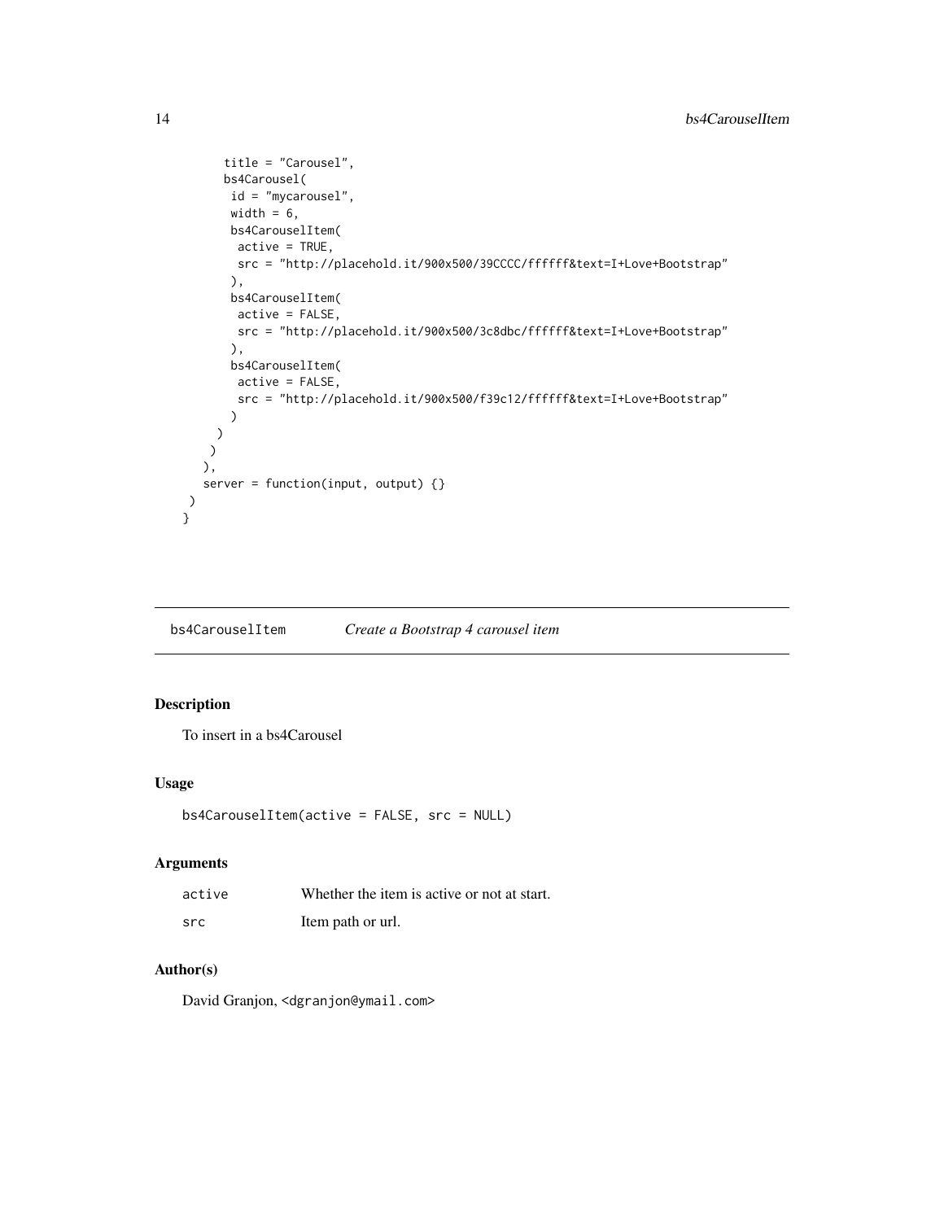```
        title = "Carousel",
        bs4Carousel(
         id = "mycarousel",
         width = 6,
         bs4CarouselItem(
          active = TRUE,
          src = "http://placehold.it/900x500/39CCCC/ffffff&text=I+Love+Bootstrap"
         ),
         bs4CarouselItem(
          active = FALSE,
          src = "http://placehold.it/900x500/3c8dbc/ffffff&text=I+Love+Bootstrap"
         ),
         bs4CarouselItem(
          active = FALSE,
          src = "http://placehold.it/900x500/f39c12/ffffff&text=I+Love+Bootstrap"
         )
       )
      )
    ),
    server = function(input, output) {}
 )
}
```

## bs4CarouselItem *Create a Bootstrap 4 carousel item*

### Description

To insert in a bs4Carousel

### Usage

```
bs4CarouselItem(active = FALSE, src = NULL)
```

### Arguments

| | |
|---|---|
| active | Whether the item is active or not at start. |
| src | Item path or url. |

### Author(s)

David Granjon, <dgranjon@ymail.com>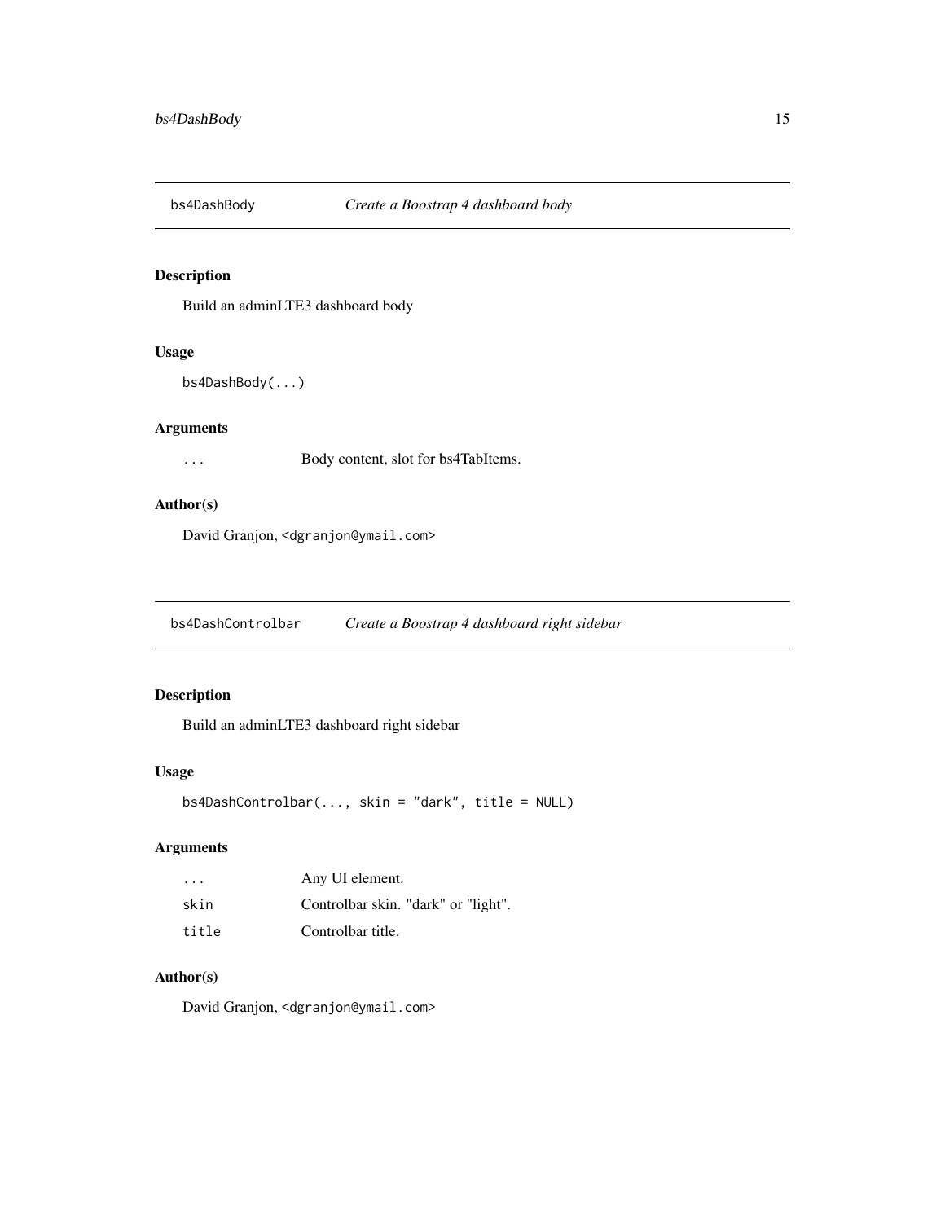## bs4DashBody — *Create a Boostrap 4 dashboard body*

### Description

Build an adminLTE3 dashboard body

### Usage

```
bs4DashBody(...)
```

### Arguments

| | |
|---|---|
| ... | Body content, slot for bs4TabItems. |

### Author(s)

David Granjon, <dgranjon@ymail.com>

## bs4DashControlbar — *Create a Boostrap 4 dashboard right sidebar*

### Description

Build an adminLTE3 dashboard right sidebar

### Usage

```
bs4DashControlbar(..., skin = "dark", title = NULL)
```

### Arguments

| | |
|---|---|
| ... | Any UI element. |
| skin | Controlbar skin. "dark" or "light". |
| title | Controlbar title. |

### Author(s)

David Granjon, <dgranjon@ymail.com>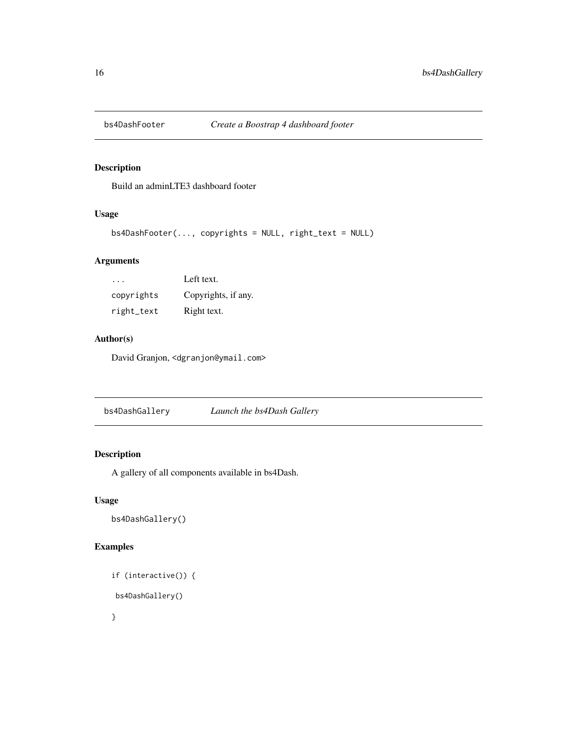## bs4DashFooter — *Create a Boostrap 4 dashboard footer*

### Description

Build an adminLTE3 dashboard footer

### Usage

```
bs4DashFooter(..., copyrights = NULL, right_text = NULL)
```

### Arguments

| | |
|---|---|
| ... | Left text. |
| copyrights | Copyrights, if any. |
| right_text | Right text. |

### Author(s)

David Granjon, <dgranjon@ymail.com>

## bs4DashGallery — *Launch the bs4Dash Gallery*

### Description

A gallery of all components available in bs4Dash.

### Usage

```
bs4DashGallery()
```

### Examples

```
if (interactive()) {

 bs4DashGallery()

}
```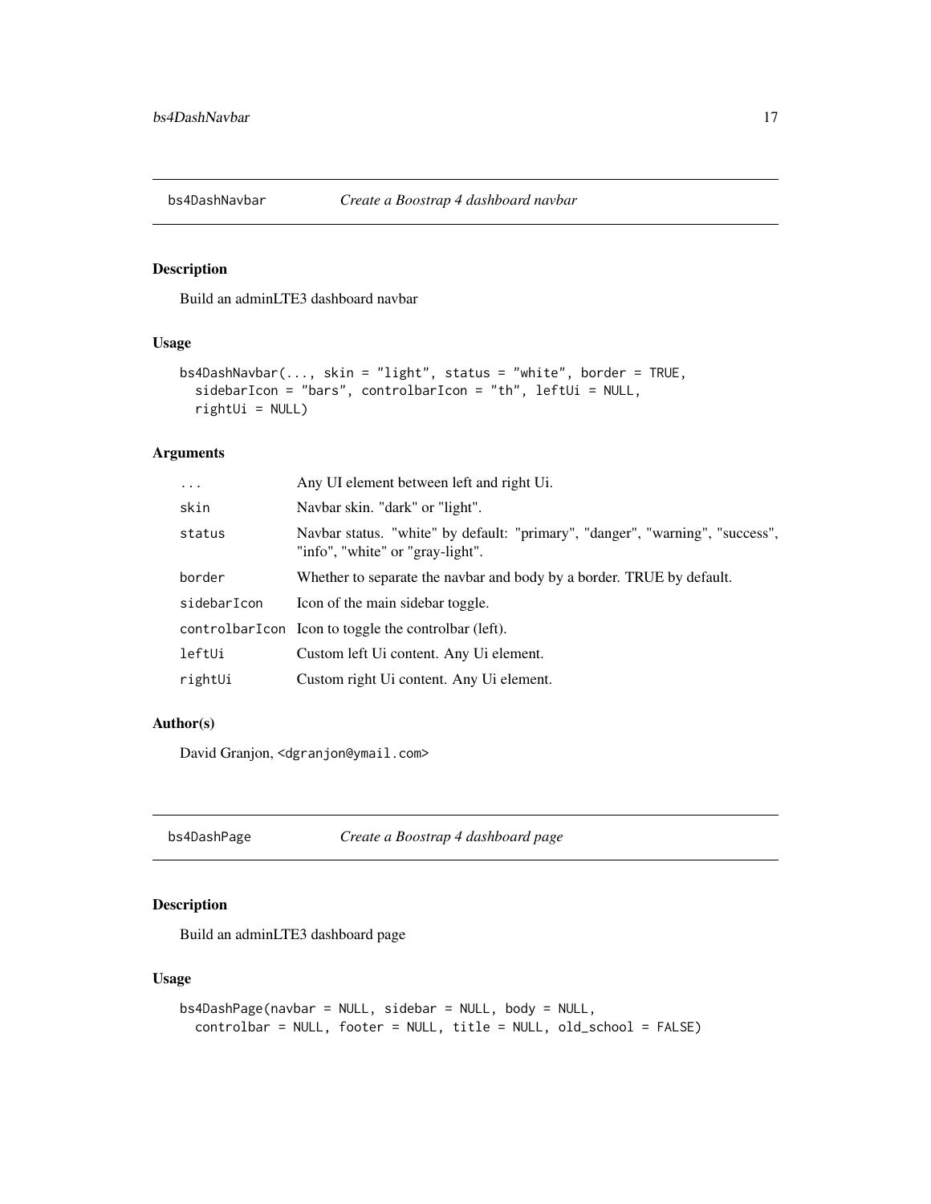## bs4DashNavbar — *Create a Boostrap 4 dashboard navbar*

### Description

Build an adminLTE3 dashboard navbar

### Usage

```
bs4DashNavbar(..., skin = "light", status = "white", border = TRUE,
  sidebarIcon = "bars", controlbarIcon = "th", leftUi = NULL,
  rightUi = NULL)
```

### Arguments

| | |
|---|---|
| `...` | Any UI element between left and right Ui. |
| `skin` | Navbar skin. "dark" or "light". |
| `status` | Navbar status. "white" by default: "primary", "danger", "warning", "success", "info", "white" or "gray-light". |
| `border` | Whether to separate the navbar and body by a border. TRUE by default. |
| `sidebarIcon` | Icon of the main sidebar toggle. |
| `controlbarIcon` | Icon to toggle the controlbar (left). |
| `leftUi` | Custom left Ui content. Any Ui element. |
| `rightUi` | Custom right Ui content. Any Ui element. |

### Author(s)

David Granjon, <dgranjon@ymail.com>

## bs4DashPage — *Create a Boostrap 4 dashboard page*

### Description

Build an adminLTE3 dashboard page

### Usage

```
bs4DashPage(navbar = NULL, sidebar = NULL, body = NULL,
  controlbar = NULL, footer = NULL, title = NULL, old_school = FALSE)
```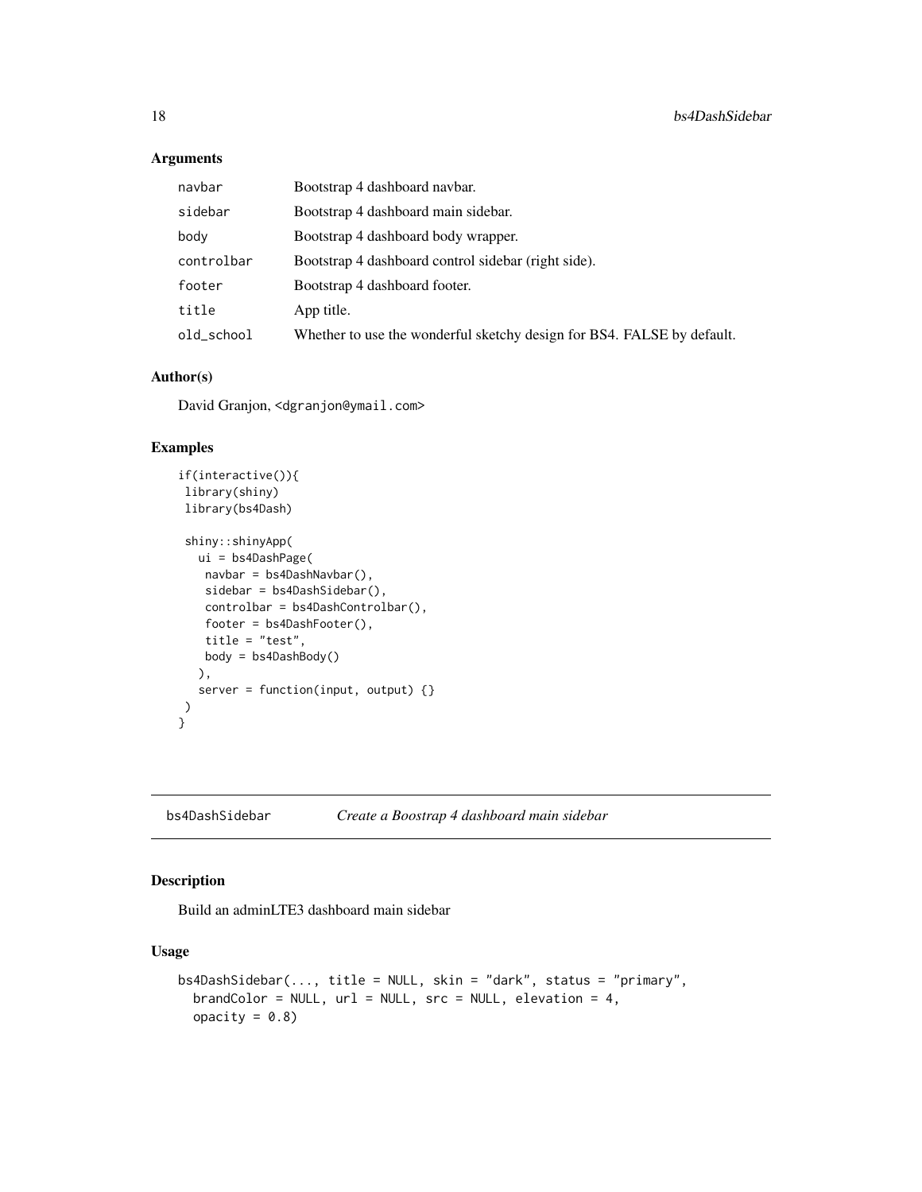### Arguments

| | |
|---|---|
| navbar | Bootstrap 4 dashboard navbar. |
| sidebar | Bootstrap 4 dashboard main sidebar. |
| body | Bootstrap 4 dashboard body wrapper. |
| controlbar | Bootstrap 4 dashboard control sidebar (right side). |
| footer | Bootstrap 4 dashboard footer. |
| title | App title. |
| old_school | Whether to use the wonderful sketchy design for BS4. FALSE by default. |

### Author(s)

David Granjon, <dgranjon@ymail.com>

### Examples

```
if(interactive()){
 library(shiny)
 library(bs4Dash)

 shiny::shinyApp(
   ui = bs4DashPage(
    navbar = bs4DashNavbar(),
    sidebar = bs4DashSidebar(),
    controlbar = bs4DashControlbar(),
    footer = bs4DashFooter(),
    title = "test",
    body = bs4DashBody()
   ),
   server = function(input, output) {}
 )
}
```

## bs4DashSidebar *Create a Boostrap 4 dashboard main sidebar*

### Description

Build an adminLTE3 dashboard main sidebar

### Usage

```
bs4DashSidebar(..., title = NULL, skin = "dark", status = "primary",
  brandColor = NULL, url = NULL, src = NULL, elevation = 4,
  opacity = 0.8)
```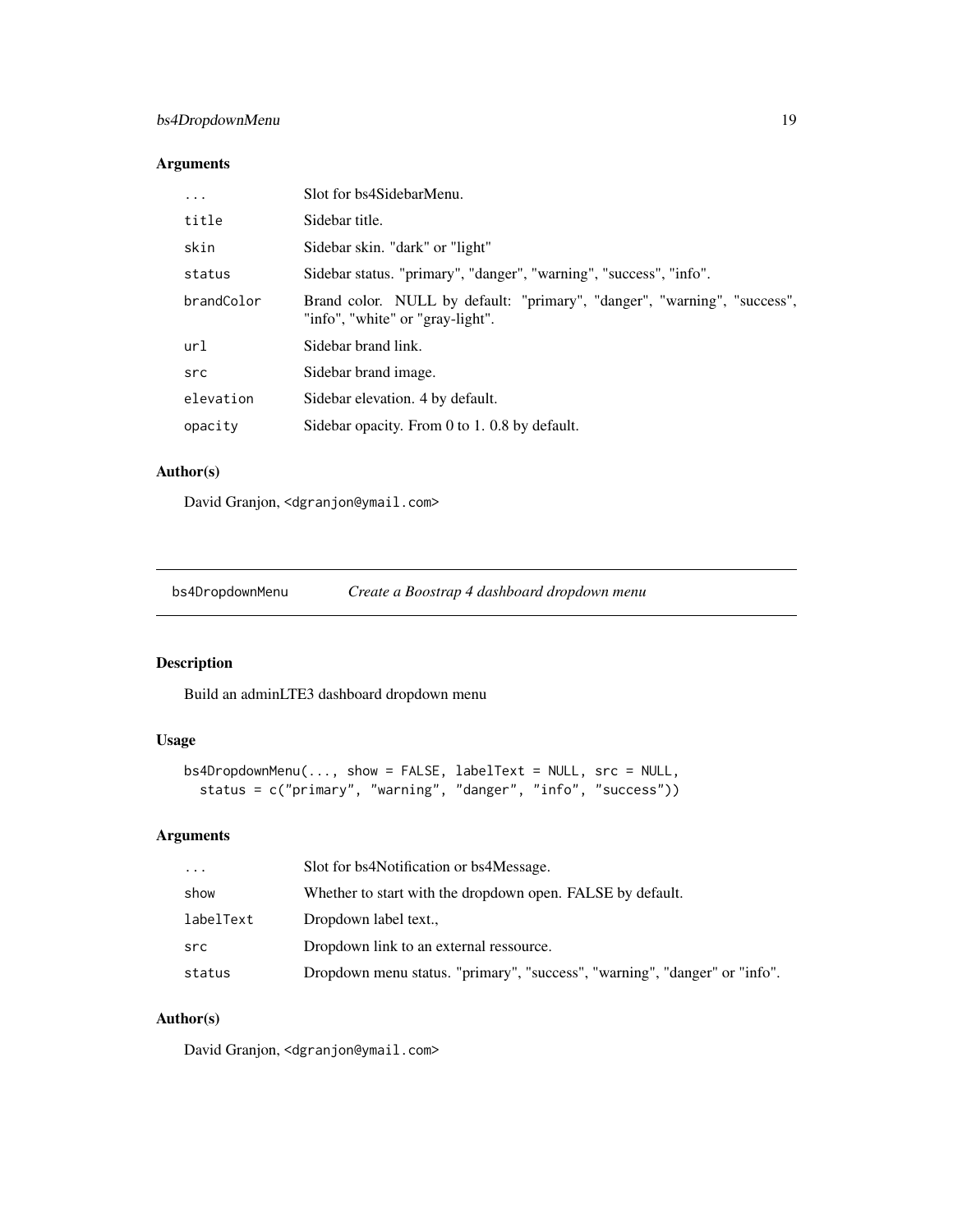## Arguments

| | |
|---|---|
| ... | Slot for bs4SidebarMenu. |
| title | Sidebar title. |
| skin | Sidebar skin. "dark" or "light" |
| status | Sidebar status. "primary", "danger", "warning", "success", "info". |
| brandColor | Brand color. NULL by default: "primary", "danger", "warning", "success", "info", "white" or "gray-light". |
| url | Sidebar brand link. |
| src | Sidebar brand image. |
| elevation | Sidebar elevation. 4 by default. |
| opacity | Sidebar opacity. From 0 to 1. 0.8 by default. |

## Author(s)

David Granjon, <dgranjon@ymail.com>

---

# bs4DropdownMenu *Create a Boostrap 4 dashboard dropdown menu*

## Description

Build an adminLTE3 dashboard dropdown menu

## Usage

```
bs4DropdownMenu(..., show = FALSE, labelText = NULL, src = NULL,
  status = c("primary", "warning", "danger", "info", "success"))
```

## Arguments

| | |
|---|---|
| ... | Slot for bs4Notification or bs4Message. |
| show | Whether to start with the dropdown open. FALSE by default. |
| labelText | Dropdown label text., |
| src | Dropdown link to an external ressource. |
| status | Dropdown menu status. "primary", "success", "warning", "danger" or "info". |

## Author(s)

David Granjon, <dgranjon@ymail.com>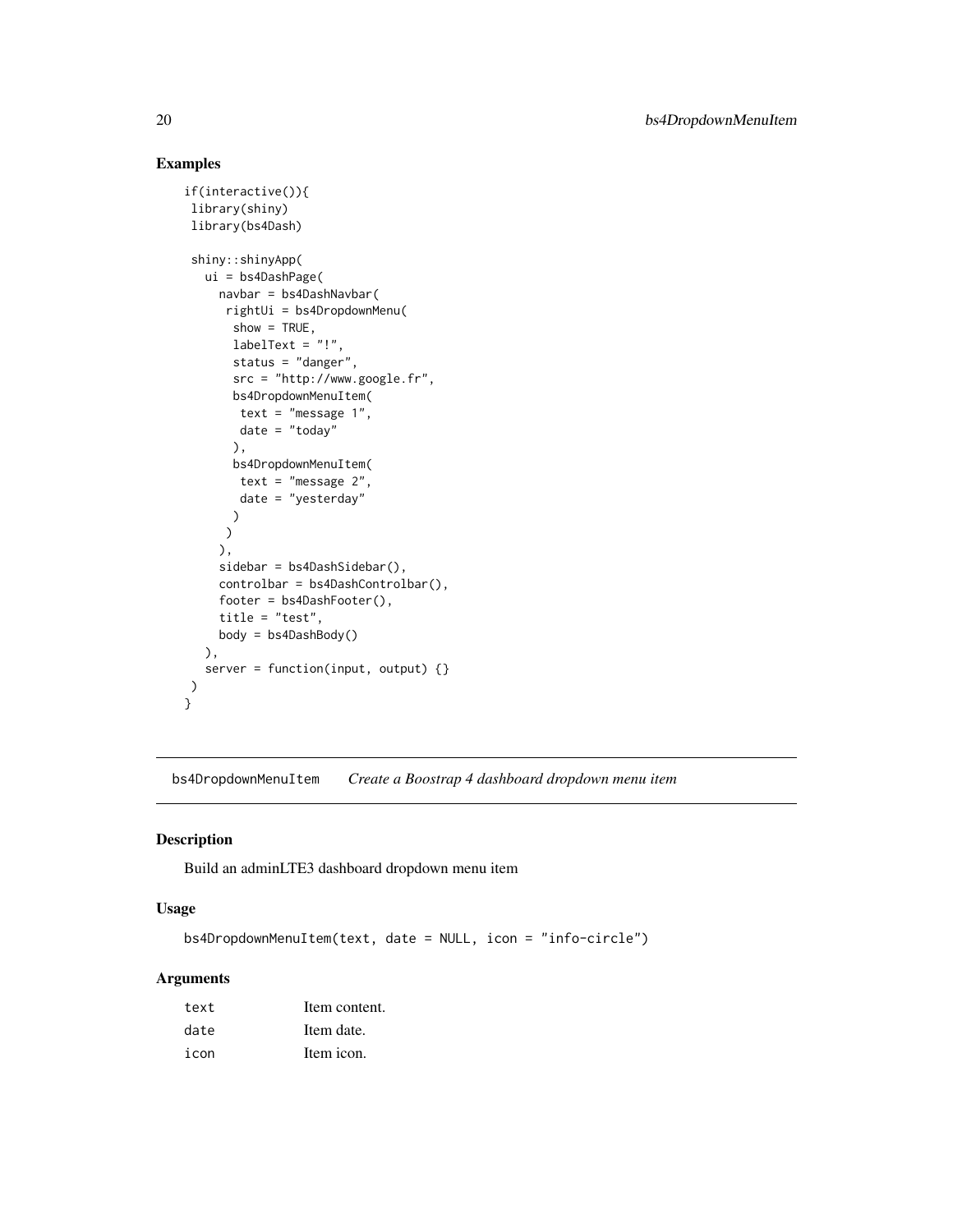## Examples

```
if(interactive()){
 library(shiny)
 library(bs4Dash)

 shiny::shinyApp(
   ui = bs4DashPage(
     navbar = bs4DashNavbar(
      rightUi = bs4DropdownMenu(
       show = TRUE,
       labelText = "!",
       status = "danger",
       src = "http://www.google.fr",
       bs4DropdownMenuItem(
        text = "message 1",
        date = "today"
       ),
       bs4DropdownMenuItem(
        text = "message 2",
        date = "yesterday"
       )
      )
     ),
     sidebar = bs4DashSidebar(),
     controlbar = bs4DashControlbar(),
     footer = bs4DashFooter(),
     title = "test",
     body = bs4DashBody()
   ),
   server = function(input, output) {}
 )
}
```

---

# bs4DropdownMenuItem *Create a Boostrap 4 dashboard dropdown menu item*

## Description

Build an adminLTE3 dashboard dropdown menu item

## Usage

```
bs4DropdownMenuItem(text, date = NULL, icon = "info-circle")
```

## Arguments

| | |
|---|---|
| text | Item content. |
| date | Item date. |
| icon | Item icon. |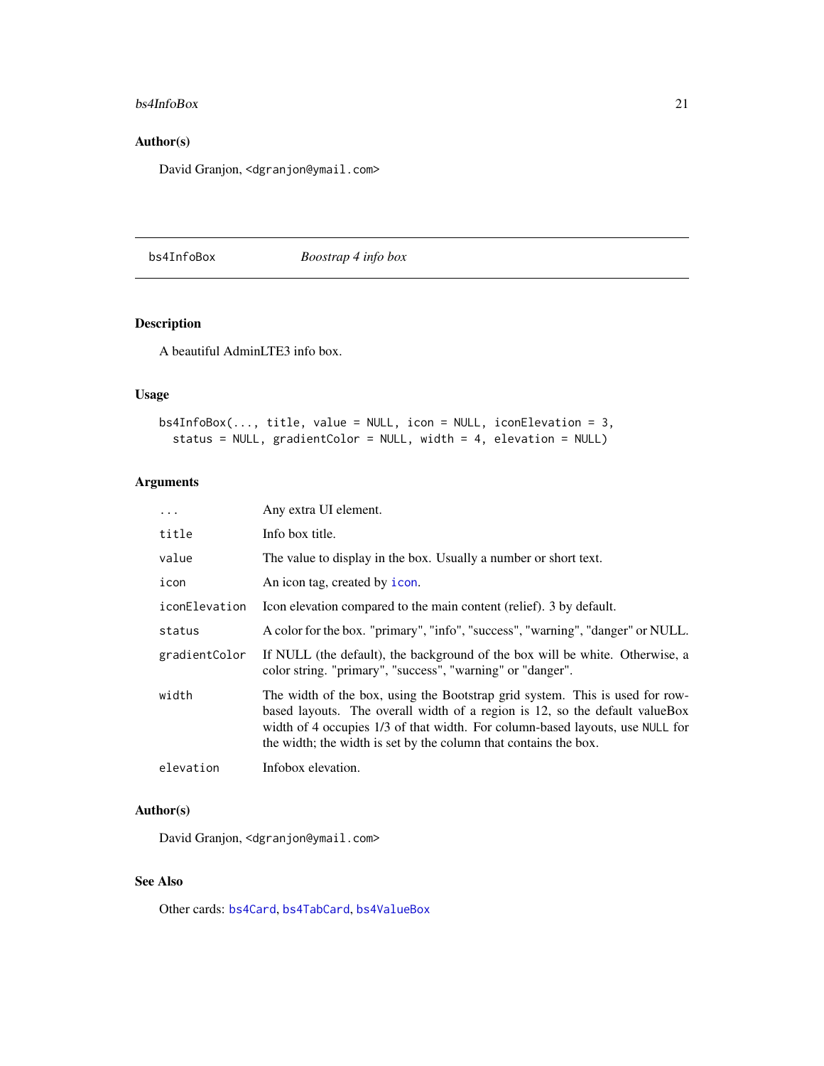## Author(s)

David Granjon, <dgranjon@ymail.com>

---

# bs4InfoBox *Boostrap 4 info box*

---

## Description

A beautiful AdminLTE3 info box.

## Usage

```
bs4InfoBox(..., title, value = NULL, icon = NULL, iconElevation = 3,
  status = NULL, gradientColor = NULL, width = 4, elevation = NULL)
```

## Arguments

| | |
|---|---|
| `...` | Any extra UI element. |
| `title` | Info box title. |
| `value` | The value to display in the box. Usually a number or short text. |
| `icon` | An icon tag, created by `icon`. |
| `iconElevation` | Icon elevation compared to the main content (relief). 3 by default. |
| `status` | A color for the box. "primary", "info", "success", "warning", "danger" or NULL. |
| `gradientColor` | If NULL (the default), the background of the box will be white. Otherwise, a color string. "primary", "success", "warning" or "danger". |
| `width` | The width of the box, using the Bootstrap grid system. This is used for row-based layouts. The overall width of a region is 12, so the default valueBox width of 4 occupies 1/3 of that width. For column-based layouts, use `NULL` for the width; the width is set by the column that contains the box. |
| `elevation` | Infobox elevation. |

## Author(s)

David Granjon, <dgranjon@ymail.com>

## See Also

Other cards: `bs4Card`, `bs4TabCard`, `bs4ValueBox`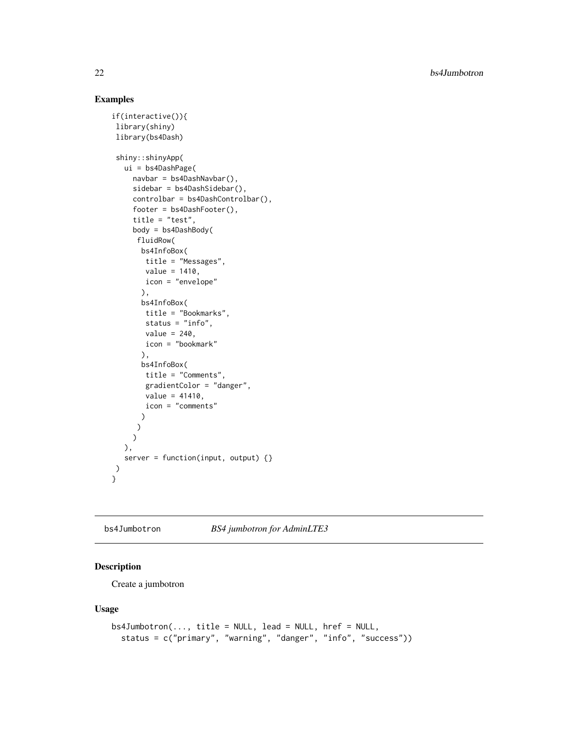## Examples

```
if(interactive()){
 library(shiny)
 library(bs4Dash)

 shiny::shinyApp(
   ui = bs4DashPage(
     navbar = bs4DashNavbar(),
     sidebar = bs4DashSidebar(),
     controlbar = bs4DashControlbar(),
     footer = bs4DashFooter(),
     title = "test",
     body = bs4DashBody(
      fluidRow(
       bs4InfoBox(
        title = "Messages",
        value = 1410,
        icon = "envelope"
       ),
       bs4InfoBox(
        title = "Bookmarks",
        status = "info",
        value = 240,
        icon = "bookmark"
       ),
       bs4InfoBox(
        title = "Comments",
        gradientColor = "danger",
        value = 41410,
        icon = "comments"
       )
      )
     )
   ),
   server = function(input, output) {}
 )
}
```

---

`bs4Jumbotron` *BS4 jumbotron for AdminLTE3*

---

## Description

Create a jumbotron

## Usage

```
bs4Jumbotron(..., title = NULL, lead = NULL, href = NULL,
  status = c("primary", "warning", "danger", "info", "success"))
```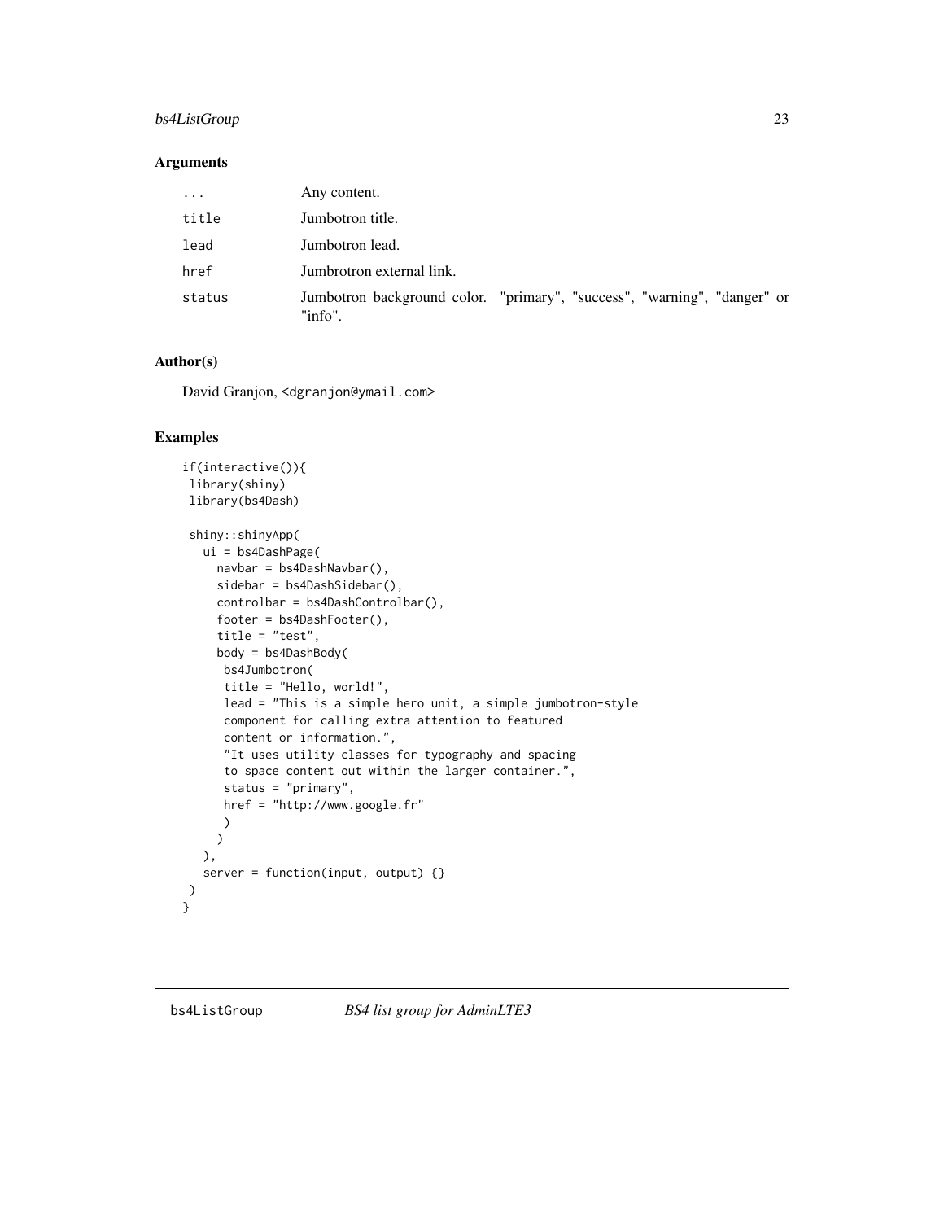### Arguments

| | |
|---|---|
| ... | Any content. |
| title | Jumbotron title. |
| lead | Jumbotron lead. |
| href | Jumbrotron external link. |
| status | Jumbotron background color. "primary", "success", "warning", "danger" or "info". |

### Author(s)

David Granjon, <dgranjon@ymail.com>

### Examples

```
if(interactive()){
 library(shiny)
 library(bs4Dash)

 shiny::shinyApp(
   ui = bs4DashPage(
     navbar = bs4DashNavbar(),
     sidebar = bs4DashSidebar(),
     controlbar = bs4DashControlbar(),
     footer = bs4DashFooter(),
     title = "test",
     body = bs4DashBody(
      bs4Jumbotron(
      title = "Hello, world!",
      lead = "This is a simple hero unit, a simple jumbotron-style
      component for calling extra attention to featured
      content or information.",
      "It uses utility classes for typography and spacing
      to space content out within the larger container.",
      status = "primary",
      href = "http://www.google.fr"
      )
     )
   ),
   server = function(input, output) {}
 )
}
```

---

## bs4ListGroup *BS4 list group for AdminLTE3*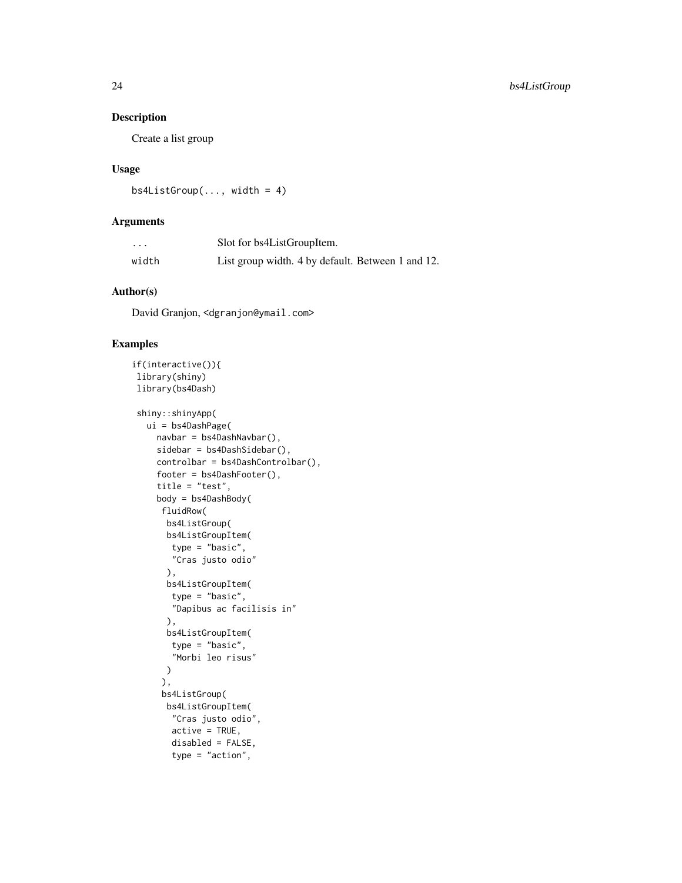## Description

Create a list group

## Usage

```
bs4ListGroup(..., width = 4)
```

## Arguments

| | |
|---|---|
| ... | Slot for bs4ListGroupItem. |
| width | List group width. 4 by default. Between 1 and 12. |

## Author(s)

David Granjon, <dgranjon@ymail.com>

## Examples

```
if(interactive()){
 library(shiny)
 library(bs4Dash)

 shiny::shinyApp(
   ui = bs4DashPage(
     navbar = bs4DashNavbar(),
     sidebar = bs4DashSidebar(),
     controlbar = bs4DashControlbar(),
     footer = bs4DashFooter(),
     title = "test",
     body = bs4DashBody(
      fluidRow(
       bs4ListGroup(
       bs4ListGroupItem(
        type = "basic",
        "Cras justo odio"
       ),
       bs4ListGroupItem(
        type = "basic",
        "Dapibus ac facilisis in"
       ),
       bs4ListGroupItem(
        type = "basic",
        "Morbi leo risus"
       )
      ),
      bs4ListGroup(
       bs4ListGroupItem(
        "Cras justo odio",
        active = TRUE,
        disabled = FALSE,
        type = "action",
```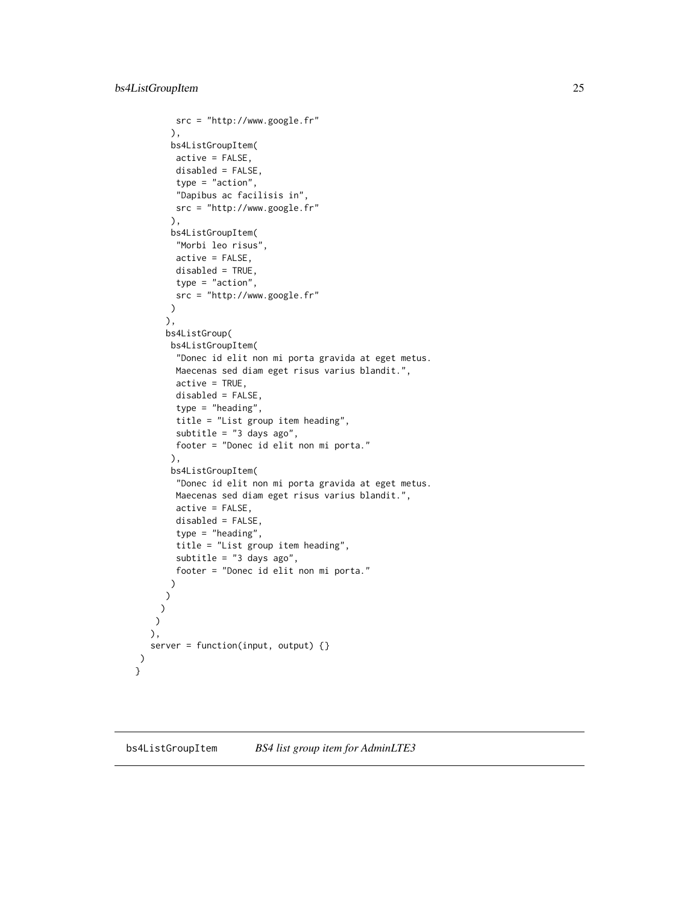```
          src = "http://www.google.fr"
        ),
        bs4ListGroupItem(
          active = FALSE,
          disabled = FALSE,
          type = "action",
          "Dapibus ac facilisis in",
          src = "http://www.google.fr"
        ),
        bs4ListGroupItem(
          "Morbi leo risus",
          active = FALSE,
          disabled = TRUE,
          type = "action",
          src = "http://www.google.fr"
        )
       ),
       bs4ListGroup(
        bs4ListGroupItem(
          "Donec id elit non mi porta gravida at eget metus.
          Maecenas sed diam eget risus varius blandit.",
          active = TRUE,
          disabled = FALSE,
          type = "heading",
          title = "List group item heading",
          subtitle = "3 days ago",
          footer = "Donec id elit non mi porta."
        ),
        bs4ListGroupItem(
          "Donec id elit non mi porta gravida at eget metus.
          Maecenas sed diam eget risus varius blandit.",
          active = FALSE,
          disabled = FALSE,
          type = "heading",
          title = "List group item heading",
          subtitle = "3 days ago",
          footer = "Donec id elit non mi porta."
        )
       )
      )
     )
    ),
    server = function(input, output) {}
 )
}
```

## bs4ListGroupItem *BS4 list group item for AdminLTE3*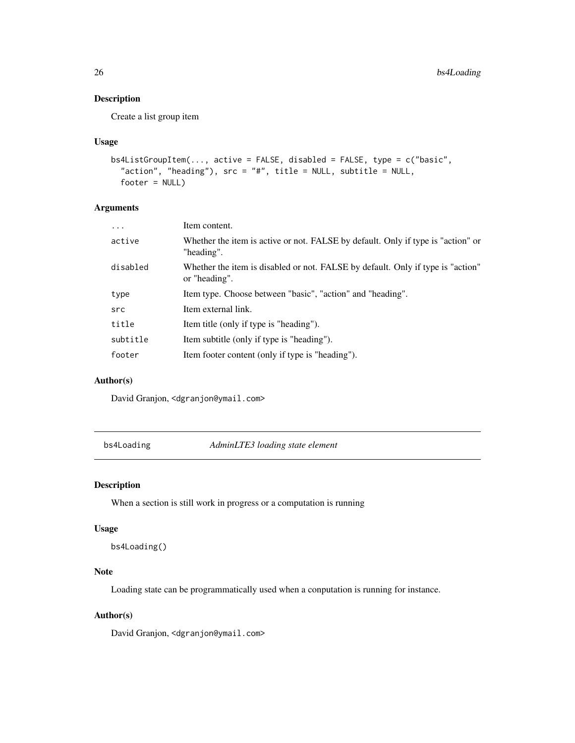## Description

Create a list group item

## Usage

```
bs4ListGroupItem(..., active = FALSE, disabled = FALSE, type = c("basic",
  "action", "heading"), src = "#", title = NULL, subtitle = NULL,
  footer = NULL)
```

## Arguments

| | |
|---|---|
| ... | Item content. |
| active | Whether the item is active or not. FALSE by default. Only if type is "action" or "heading". |
| disabled | Whether the item is disabled or not. FALSE by default. Only if type is "action" or "heading". |
| type | Item type. Choose between "basic", "action" and "heading". |
| src | Item external link. |
| title | Item title (only if type is "heading"). |
| subtitle | Item subtitle (only if type is "heading"). |
| footer | Item footer content (only if type is "heading"). |

## Author(s)

David Granjon, <dgranjon@ymail.com>

---

# bs4Loading — *AdminLTE3 loading state element*

## Description

When a section is still work in progress or a computation is running

## Usage

```
bs4Loading()
```

## Note

Loading state can be programmatically used when a conputation is running for instance.

## Author(s)

David Granjon, <dgranjon@ymail.com>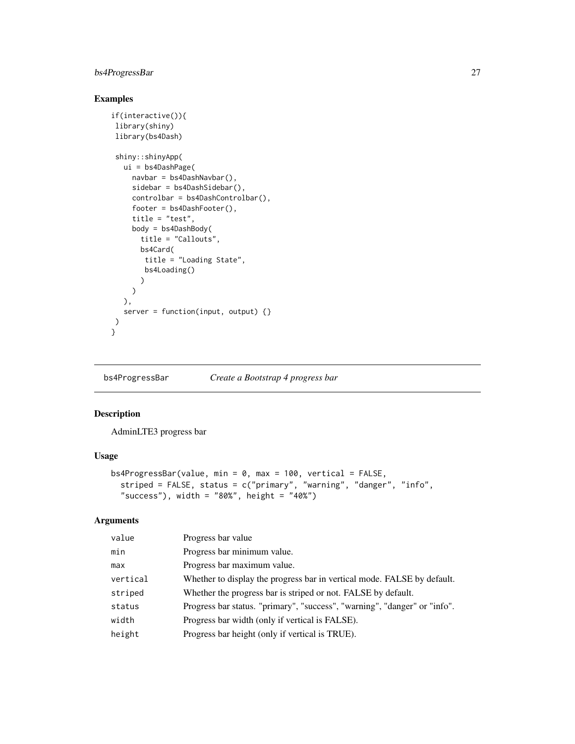### Examples

```
if(interactive()){
 library(shiny)
 library(bs4Dash)

 shiny::shinyApp(
   ui = bs4DashPage(
     navbar = bs4DashNavbar(),
     sidebar = bs4DashSidebar(),
     controlbar = bs4DashControlbar(),
     footer = bs4DashFooter(),
     title = "test",
     body = bs4DashBody(
       title = "Callouts",
       bs4Card(
        title = "Loading State",
        bs4Loading()
       )
     )
   ),
   server = function(input, output) {}
 )
}
```

---

## bs4ProgressBar    *Create a Bootstrap 4 progress bar*

---

### Description

AdminLTE3 progress bar

### Usage

```
bs4ProgressBar(value, min = 0, max = 100, vertical = FALSE,
  striped = FALSE, status = c("primary", "warning", "danger", "info",
  "success"), width = "80%", height = "40%")
```

### Arguments

| | |
|---|---|
| value | Progress bar value |
| min | Progress bar minimum value. |
| max | Progress bar maximum value. |
| vertical | Whether to display the progress bar in vertical mode. FALSE by default. |
| striped | Whether the progress bar is striped or not. FALSE by default. |
| status | Progress bar status. "primary", "success", "warning", "danger" or "info". |
| width | Progress bar width (only if vertical is FALSE). |
| height | Progress bar height (only if vertical is TRUE). |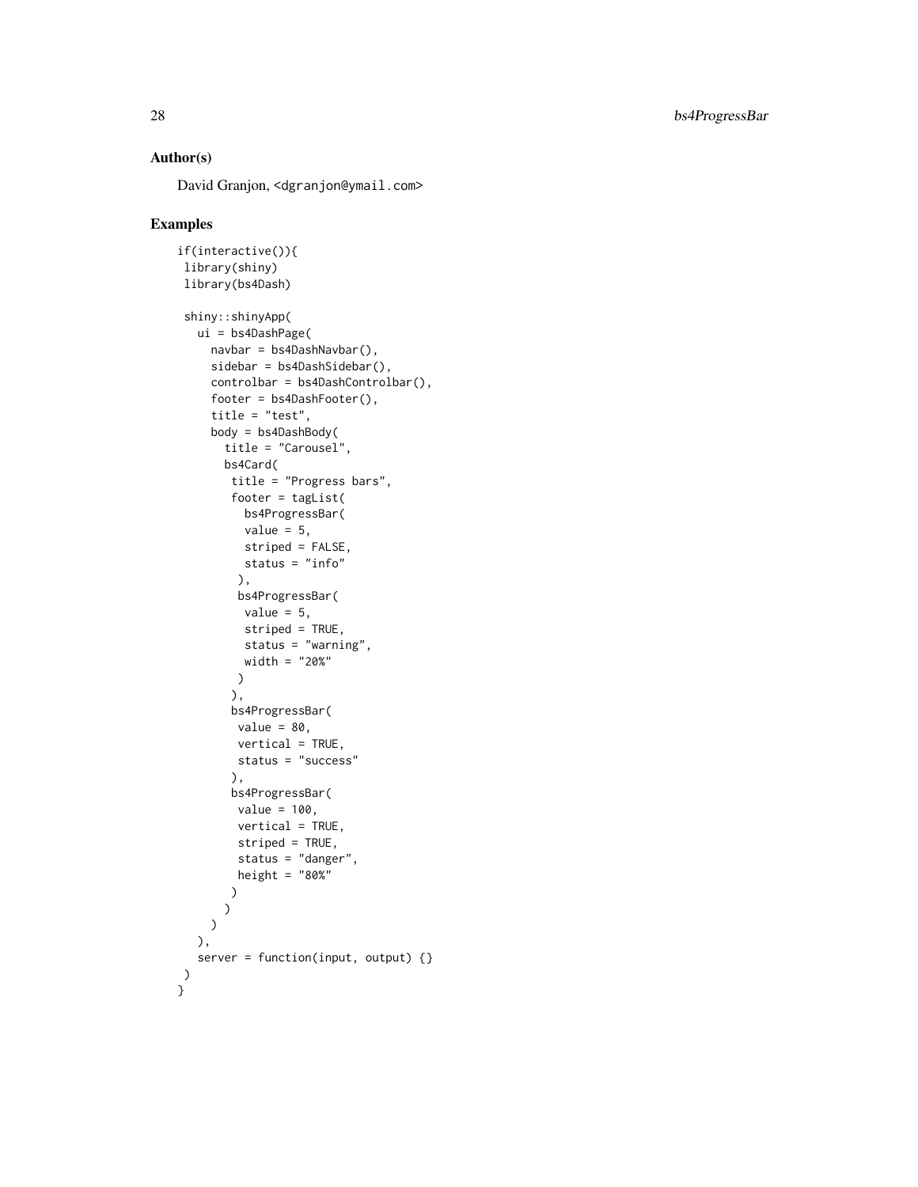## Author(s)

David Granjon, <dgranjon@ymail.com>

## Examples

```
if(interactive()){
 library(shiny)
 library(bs4Dash)

 shiny::shinyApp(
   ui = bs4DashPage(
     navbar = bs4DashNavbar(),
     sidebar = bs4DashSidebar(),
     controlbar = bs4DashControlbar(),
     footer = bs4DashFooter(),
     title = "test",
     body = bs4DashBody(
       title = "Carousel",
       bs4Card(
        title = "Progress bars",
        footer = tagList(
          bs4ProgressBar(
          value = 5,
          striped = FALSE,
          status = "info"
         ),
         bs4ProgressBar(
          value = 5,
          striped = TRUE,
          status = "warning",
          width = "20%"
         )
        ),
        bs4ProgressBar(
         value = 80,
         vertical = TRUE,
         status = "success"
        ),
        bs4ProgressBar(
         value = 100,
         vertical = TRUE,
         striped = TRUE,
         status = "danger",
         height = "80%"
        )
       )
     )
   ),
   server = function(input, output) {}
 )
}
```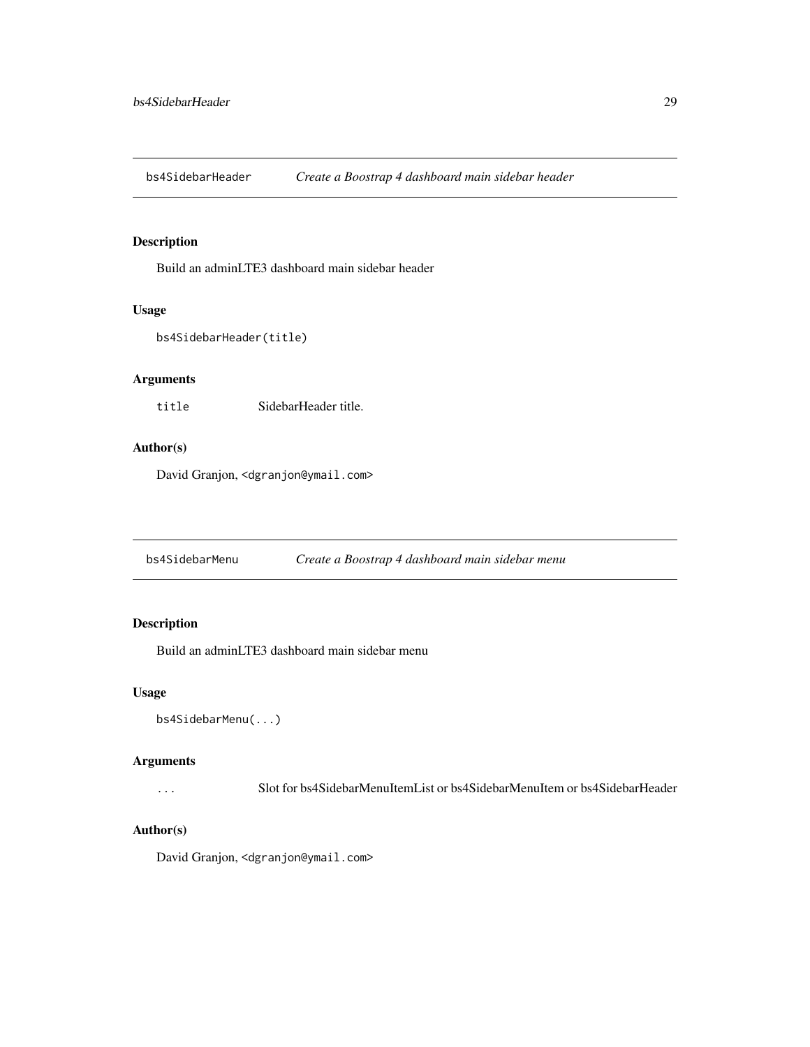## bs4SidebarHeader *Create a Boostrap 4 dashboard main sidebar header*

### Description

Build an adminLTE3 dashboard main sidebar header

### Usage

```
bs4SidebarHeader(title)
```

### Arguments

| | |
|---|---|
| `title` | SidebarHeader title. |

### Author(s)

David Granjon, <dgranjon@ymail.com>

## bs4SidebarMenu *Create a Boostrap 4 dashboard main sidebar menu*

### Description

Build an adminLTE3 dashboard main sidebar menu

### Usage

```
bs4SidebarMenu(...)
```

### Arguments

| | |
|---|---|
| `...` | Slot for bs4SidebarMenuItemList or bs4SidebarMenuItem or bs4SidebarHeader |

### Author(s)

David Granjon, <dgranjon@ymail.com>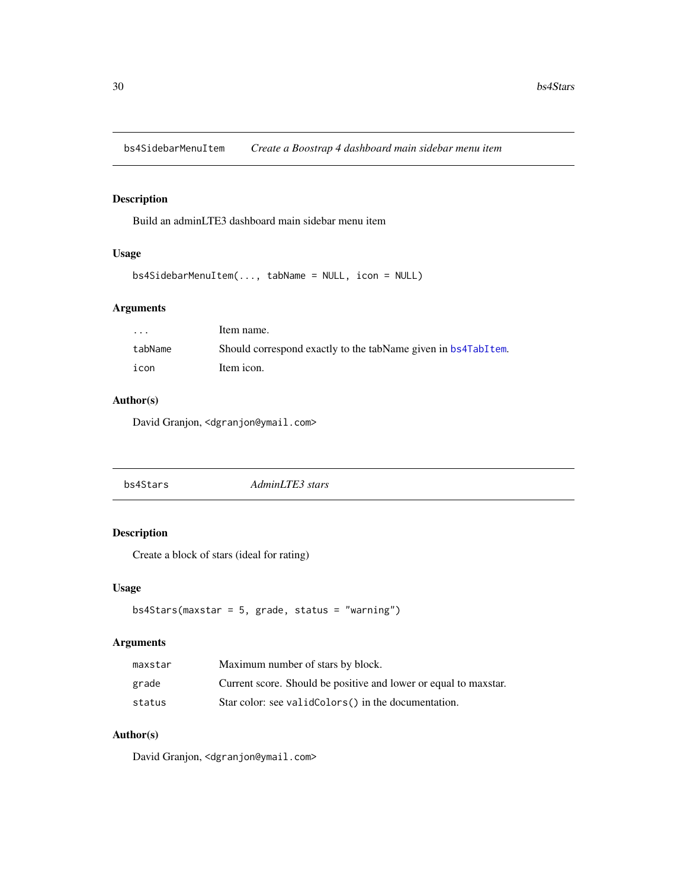## bs4SidebarMenuItem — *Create a Boostrap 4 dashboard main sidebar menu item*

### Description

Build an adminLTE3 dashboard main sidebar menu item

### Usage

```
bs4SidebarMenuItem(..., tabName = NULL, icon = NULL)
```

### Arguments

| | |
|---|---|
| `...` | Item name. |
| `tabName` | Should correspond exactly to the tabName given in `bs4TabItem`. |
| `icon` | Item icon. |

### Author(s)

David Granjon, <dgranjon@ymail.com>

## bs4Stars — *AdminLTE3 stars*

### Description

Create a block of stars (ideal for rating)

### Usage

```
bs4Stars(maxstar = 5, grade, status = "warning")
```

### Arguments

| | |
|---|---|
| `maxstar` | Maximum number of stars by block. |
| `grade` | Current score. Should be positive and lower or equal to maxstar. |
| `status` | Star color: see `validColors()` in the documentation. |

### Author(s)

David Granjon, <dgranjon@ymail.com>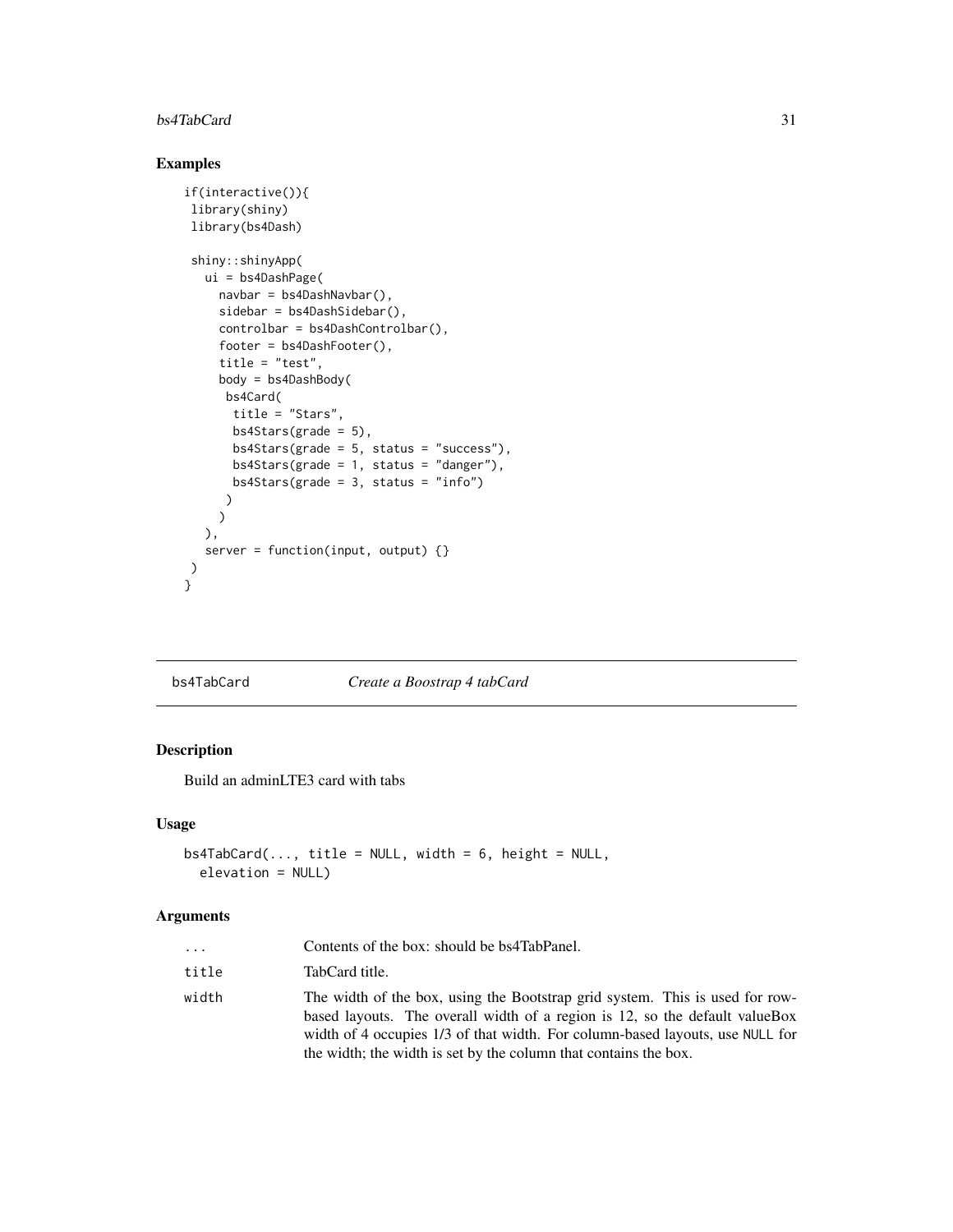## Examples

```
if(interactive()){
 library(shiny)
 library(bs4Dash)

 shiny::shinyApp(
   ui = bs4DashPage(
     navbar = bs4DashNavbar(),
     sidebar = bs4DashSidebar(),
     controlbar = bs4DashControlbar(),
     footer = bs4DashFooter(),
     title = "test",
     body = bs4DashBody(
      bs4Card(
       title = "Stars",
       bs4Stars(grade = 5),
       bs4Stars(grade = 5, status = "success"),
       bs4Stars(grade = 1, status = "danger"),
       bs4Stars(grade = 3, status = "info")
      )
     )
   ),
   server = function(input, output) {}
 )
}
```

---

# bs4TabCard *Create a Boostrap 4 tabCard*

## Description

Build an adminLTE3 card with tabs

## Usage

```
bs4TabCard(..., title = NULL, width = 6, height = NULL,
  elevation = NULL)
```

## Arguments

| | |
|---|---|
| `...` | Contents of the box: should be bs4TabPanel. |
| `title` | TabCard title. |
| `width` | The width of the box, using the Bootstrap grid system. This is used for row-based layouts. The overall width of a region is 12, so the default valueBox width of 4 occupies 1/3 of that width. For column-based layouts, use `NULL` for the width; the width is set by the column that contains the box. |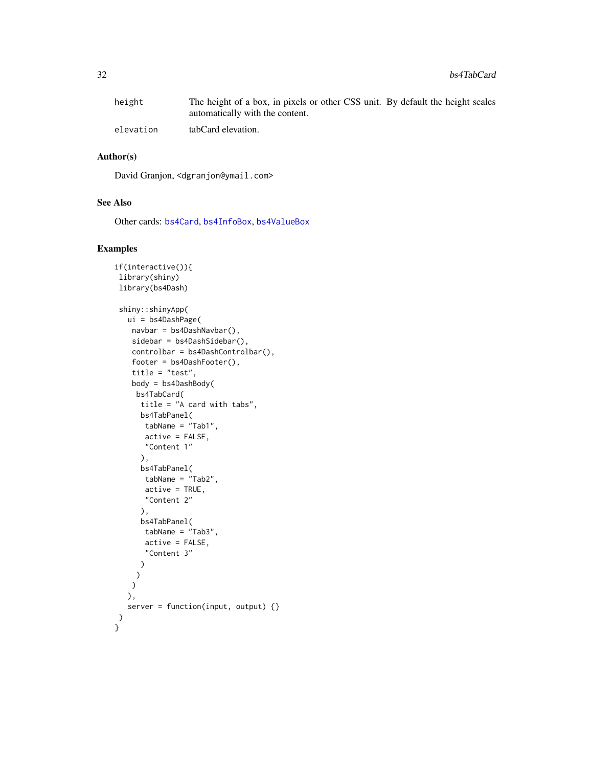| | |
|---|---|
| height | The height of a box, in pixels or other CSS unit. By default the height scales automatically with the content. |
| elevation | tabCard elevation. |

## Author(s)

David Granjon, <dgranjon@ymail.com>

## See Also

Other cards: bs4Card, bs4InfoBox, bs4ValueBox

## Examples

```
if(interactive()){
 library(shiny)
 library(bs4Dash)

 shiny::shinyApp(
   ui = bs4DashPage(
    navbar = bs4DashNavbar(),
    sidebar = bs4DashSidebar(),
    controlbar = bs4DashControlbar(),
    footer = bs4DashFooter(),
    title = "test",
    body = bs4DashBody(
     bs4TabCard(
      title = "A card with tabs",
      bs4TabPanel(
       tabName = "Tab1",
       active = FALSE,
       "Content 1"
      ),
      bs4TabPanel(
       tabName = "Tab2",
       active = TRUE,
       "Content 2"
      ),
      bs4TabPanel(
       tabName = "Tab3",
       active = FALSE,
       "Content 3"
      )
     )
    )
   ),
   server = function(input, output) {}
 )
}
```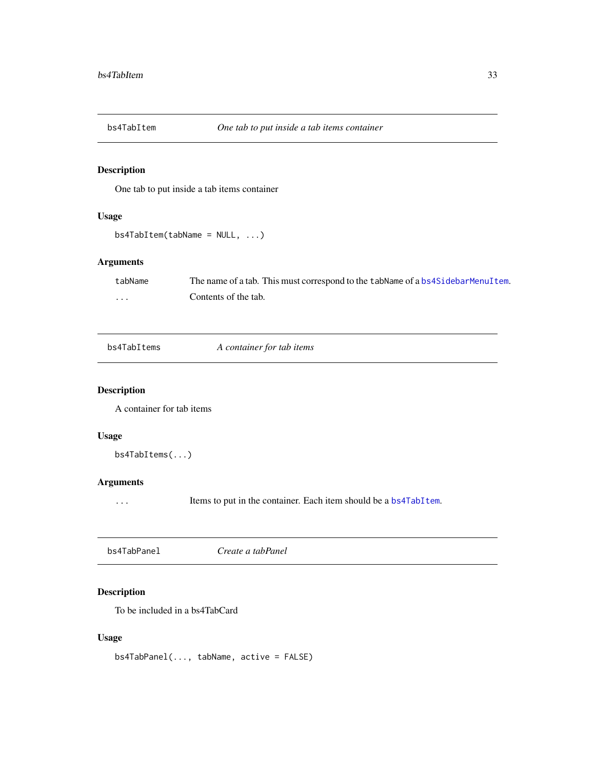## bs4TabItem — *One tab to put inside a tab items container*

### Description

One tab to put inside a tab items container

### Usage

```
bs4TabItem(tabName = NULL, ...)
```

### Arguments

| | |
|---|---|
| tabName | The name of a tab. This must correspond to the tabName of a bs4SidebarMenuItem. |
| ... | Contents of the tab. |

## bs4TabItems — *A container for tab items*

### Description

A container for tab items

### Usage

```
bs4TabItems(...)
```

### Arguments

| | |
|---|---|
| ... | Items to put in the container. Each item should be a bs4TabItem. |

## bs4TabPanel — *Create a tabPanel*

### Description

To be included in a bs4TabCard

### Usage

```
bs4TabPanel(..., tabName, active = FALSE)
```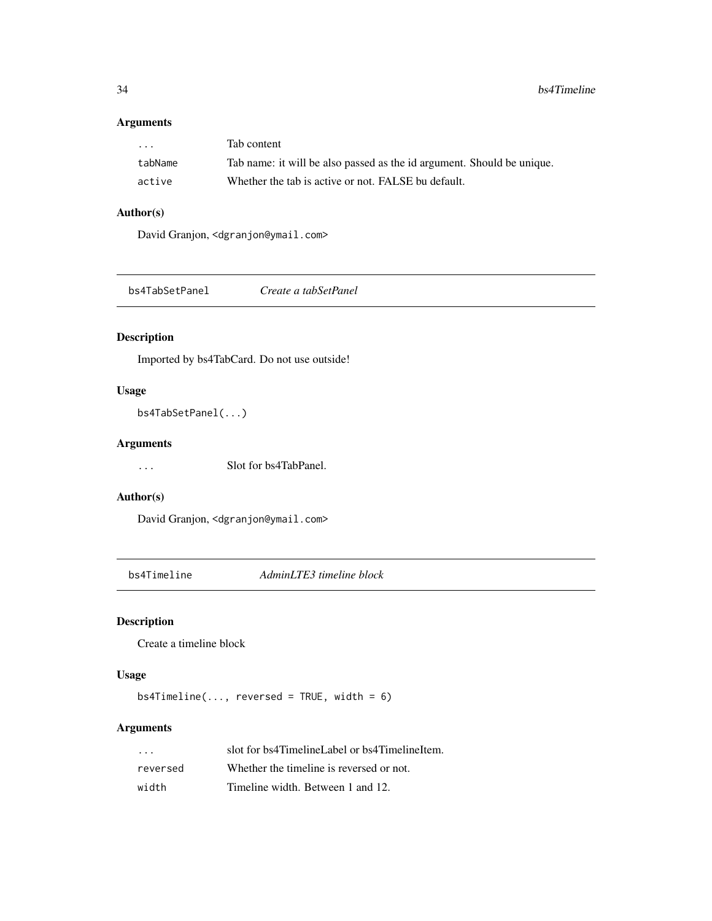## Arguments

| | |
|---|---|
| ... | Tab content |
| tabName | Tab name: it will be also passed as the id argument. Should be unique. |
| active | Whether the tab is active or not. FALSE bu default. |

## Author(s)

David Granjon, <dgranjon@ymail.com>

---

# bs4TabSetPanel *Create a tabSetPanel*

## Description

Imported by bs4TabCard. Do not use outside!

## Usage

```
bs4TabSetPanel(...)
```

## Arguments

| | |
|---|---|
| ... | Slot for bs4TabPanel. |

## Author(s)

David Granjon, <dgranjon@ymail.com>

---

# bs4Timeline *AdminLTE3 timeline block*

## Description

Create a timeline block

## Usage

```
bs4Timeline(..., reversed = TRUE, width = 6)
```

## Arguments

| | |
|---|---|
| ... | slot for bs4TimelineLabel or bs4TimelineItem. |
| reversed | Whether the timeline is reversed or not. |
| width | Timeline width. Between 1 and 12. |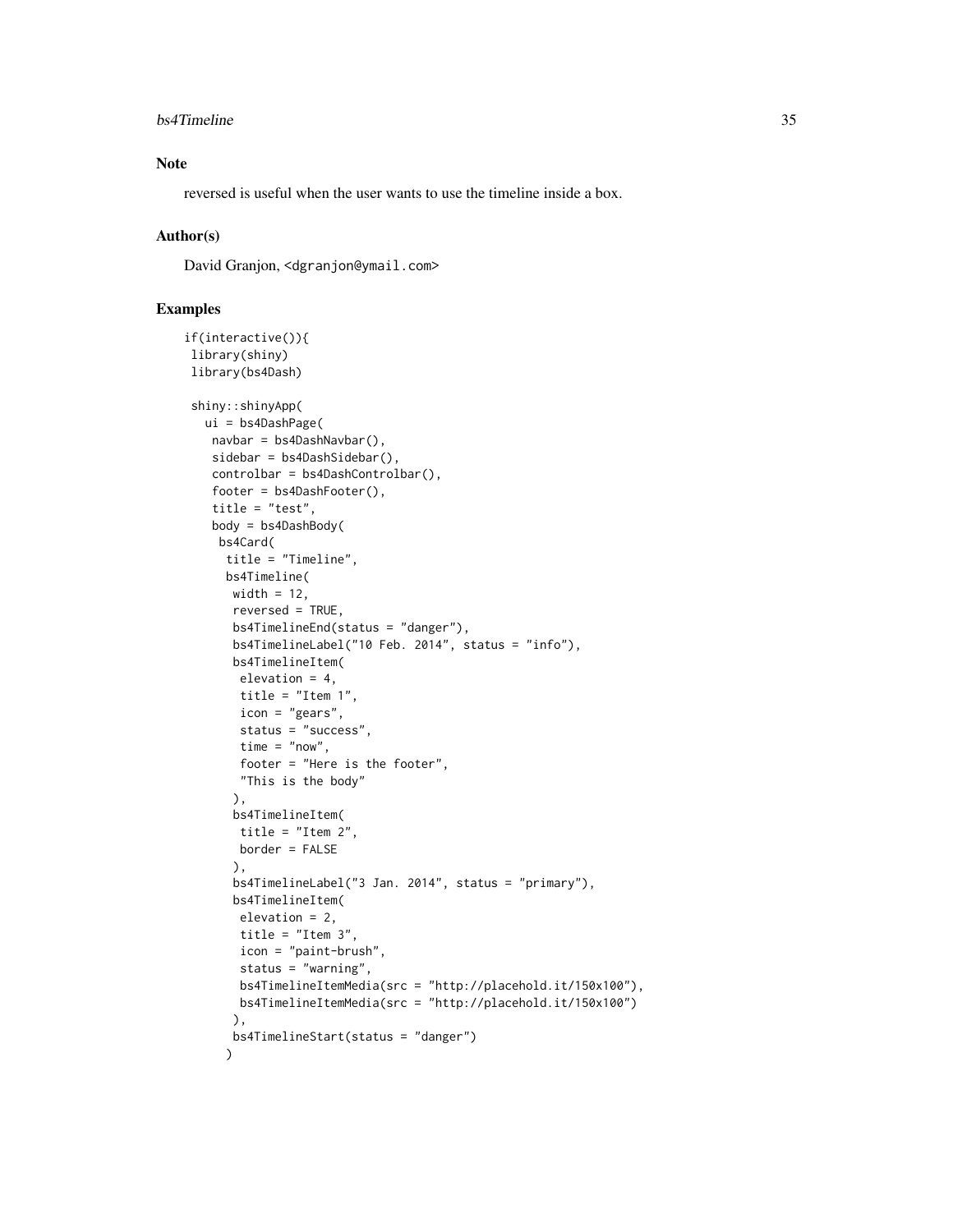## Note

reversed is useful when the user wants to use the timeline inside a box.

## Author(s)

David Granjon, <dgranjon@ymail.com>

## Examples

```
if(interactive()){
 library(shiny)
 library(bs4Dash)

 shiny::shinyApp(
   ui = bs4DashPage(
    navbar = bs4DashNavbar(),
    sidebar = bs4DashSidebar(),
    controlbar = bs4DashControlbar(),
    footer = bs4DashFooter(),
    title = "test",
    body = bs4DashBody(
     bs4Card(
      title = "Timeline",
      bs4Timeline(
       width = 12,
       reversed = TRUE,
       bs4TimelineEnd(status = "danger"),
       bs4TimelineLabel("10 Feb. 2014", status = "info"),
       bs4TimelineItem(
        elevation = 4,
        title = "Item 1",
        icon = "gears",
        status = "success",
        time = "now",
        footer = "Here is the footer",
        "This is the body"
       ),
       bs4TimelineItem(
        title = "Item 2",
        border = FALSE
       ),
       bs4TimelineLabel("3 Jan. 2014", status = "primary"),
       bs4TimelineItem(
        elevation = 2,
        title = "Item 3",
        icon = "paint-brush",
        status = "warning",
        bs4TimelineItemMedia(src = "http://placehold.it/150x100"),
        bs4TimelineItemMedia(src = "http://placehold.it/150x100")
       ),
       bs4TimelineStart(status = "danger")
      )
```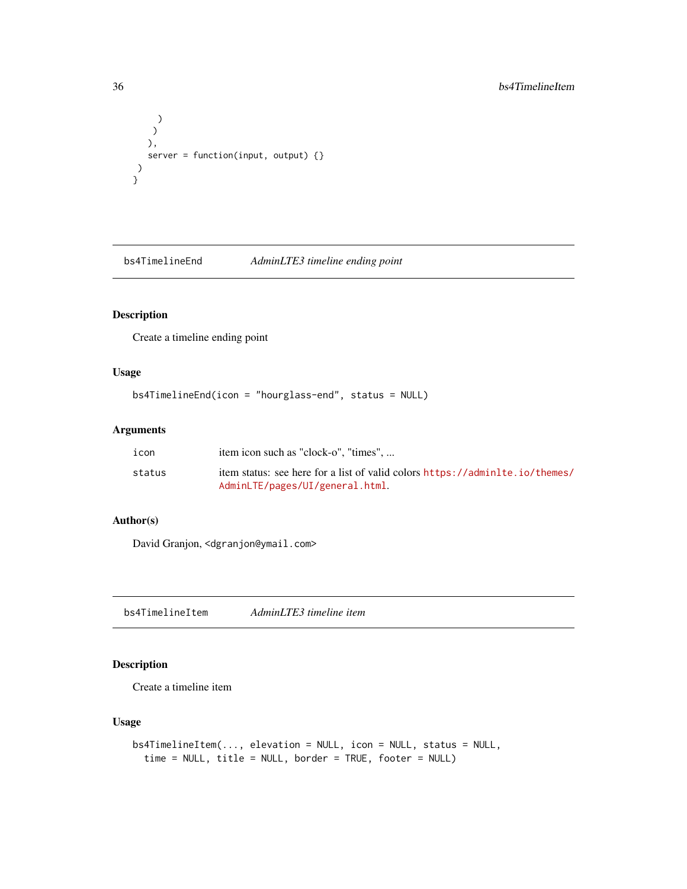```
      )
    )
  ),
  server = function(input, output) {}
 )
}
```

## bs4TimelineEnd *AdminLTE3 timeline ending point*

### Description

Create a timeline ending point

### Usage

```
bs4TimelineEnd(icon = "hourglass-end", status = NULL)
```

### Arguments

| | |
|---|---|
| icon | item icon such as "clock-o", "times", ... |
| status | item status: see here for a list of valid colors https://adminlte.io/themes/AdminLTE/pages/UI/general.html. |

### Author(s)

David Granjon, <dgranjon@ymail.com>

## bs4TimelineItem *AdminLTE3 timeline item*

### Description

Create a timeline item

### Usage

```
bs4TimelineItem(..., elevation = NULL, icon = NULL, status = NULL,
  time = NULL, title = NULL, border = TRUE, footer = NULL)
```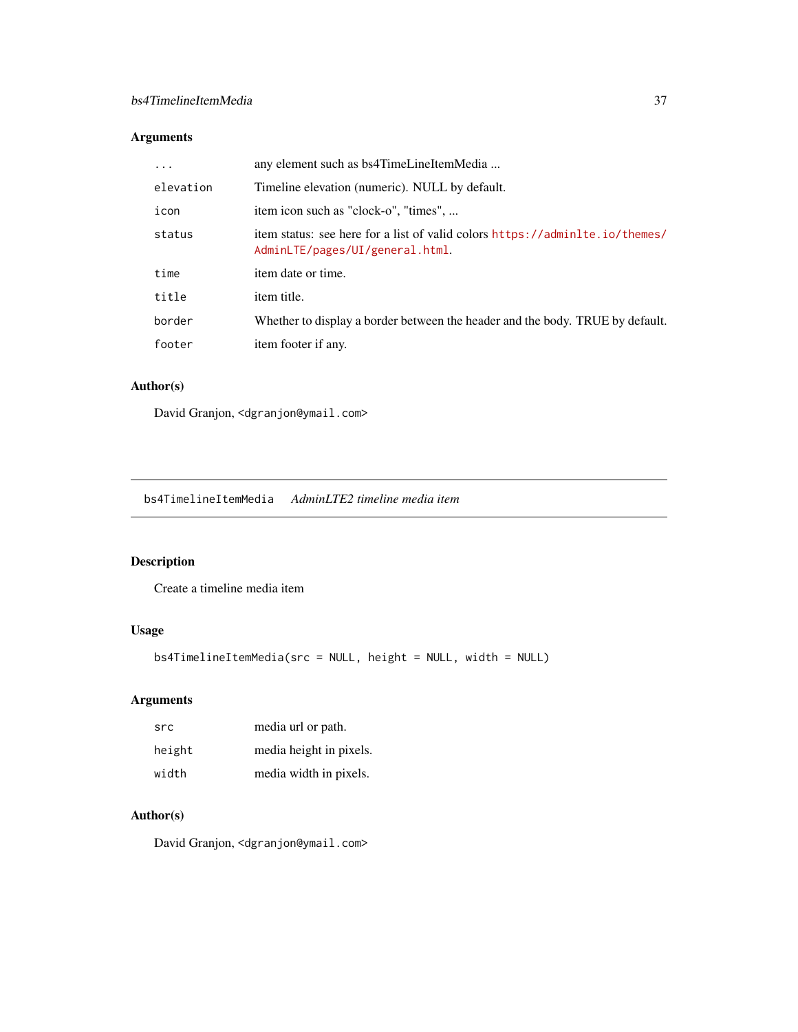### Arguments

| | |
|---|---|
| `...` | any element such as bs4TimeLineItemMedia ... |
| `elevation` | Timeline elevation (numeric). NULL by default. |
| `icon` | item icon such as "clock-o", "times", ... |
| `status` | item status: see here for a list of valid colors https://adminlte.io/themes/AdminLTE/pages/UI/general.html. |
| `time` | item date or time. |
| `title` | item title. |
| `border` | Whether to display a border between the header and the body. TRUE by default. |
| `footer` | item footer if any. |

### Author(s)

David Granjon, <dgranjon@ymail.com>

---

## bs4TimelineItemMedia    *AdminLTE2 timeline media item*

### Description

Create a timeline media item

### Usage

```
bs4TimelineItemMedia(src = NULL, height = NULL, width = NULL)
```

### Arguments

| | |
|---|---|
| `src` | media url or path. |
| `height` | media height in pixels. |
| `width` | media width in pixels. |

### Author(s)

David Granjon, <dgranjon@ymail.com>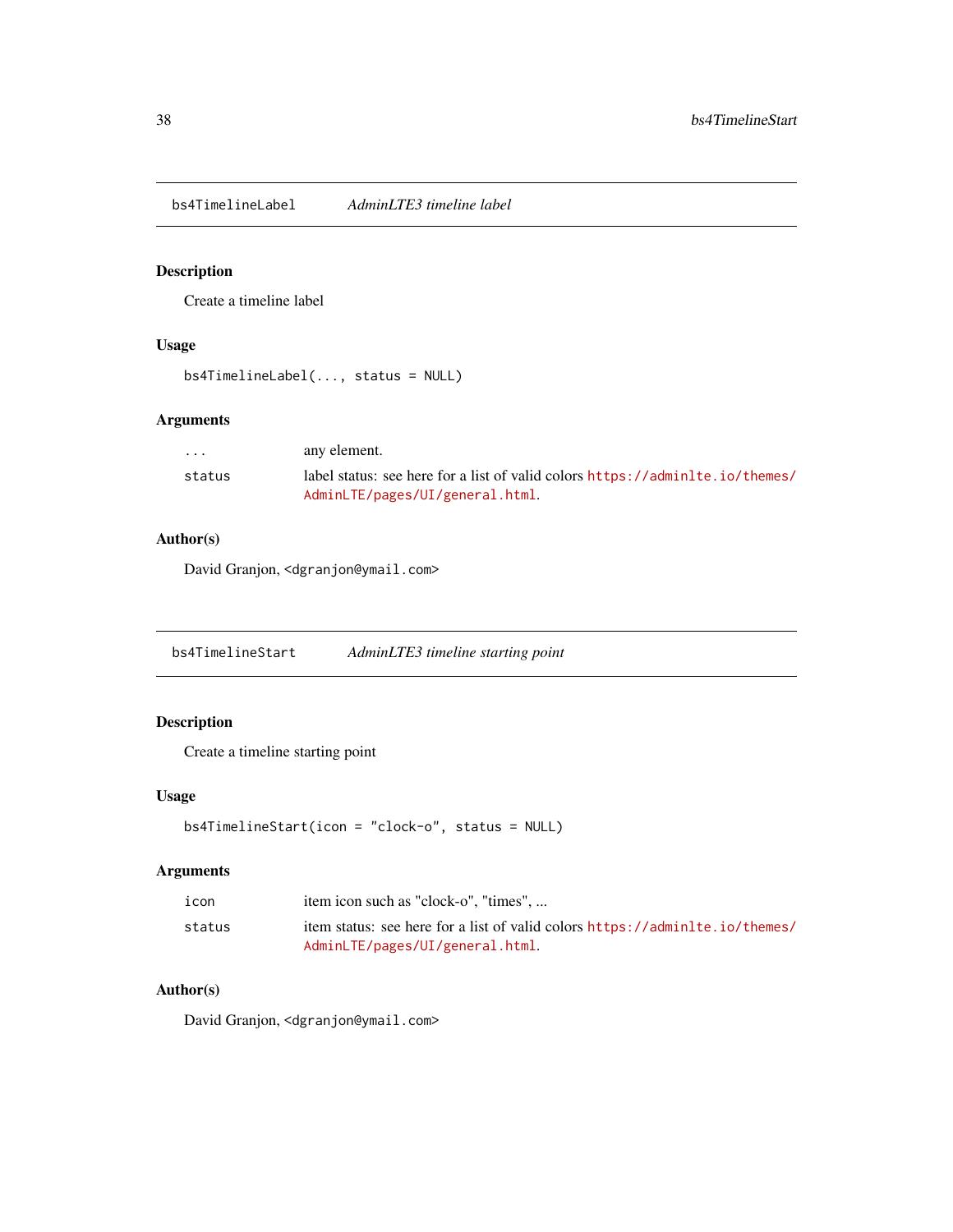## bs4TimelineLabel *AdminLTE3 timeline label*

### Description

Create a timeline label

### Usage

```
bs4TimelineLabel(..., status = NULL)
```

### Arguments

| | |
|---|---|
| ... | any element. |
| status | label status: see here for a list of valid colors https://adminlte.io/themes/AdminLTE/pages/UI/general.html. |

### Author(s)

David Granjon, <dgranjon@ymail.com>

## bs4TimelineStart *AdminLTE3 timeline starting point*

### Description

Create a timeline starting point

### Usage

```
bs4TimelineStart(icon = "clock-o", status = NULL)
```

### Arguments

| | |
|---|---|
| icon | item icon such as "clock-o", "times", ... |
| status | item status: see here for a list of valid colors https://adminlte.io/themes/AdminLTE/pages/UI/general.html. |

### Author(s)

David Granjon, <dgranjon@ymail.com>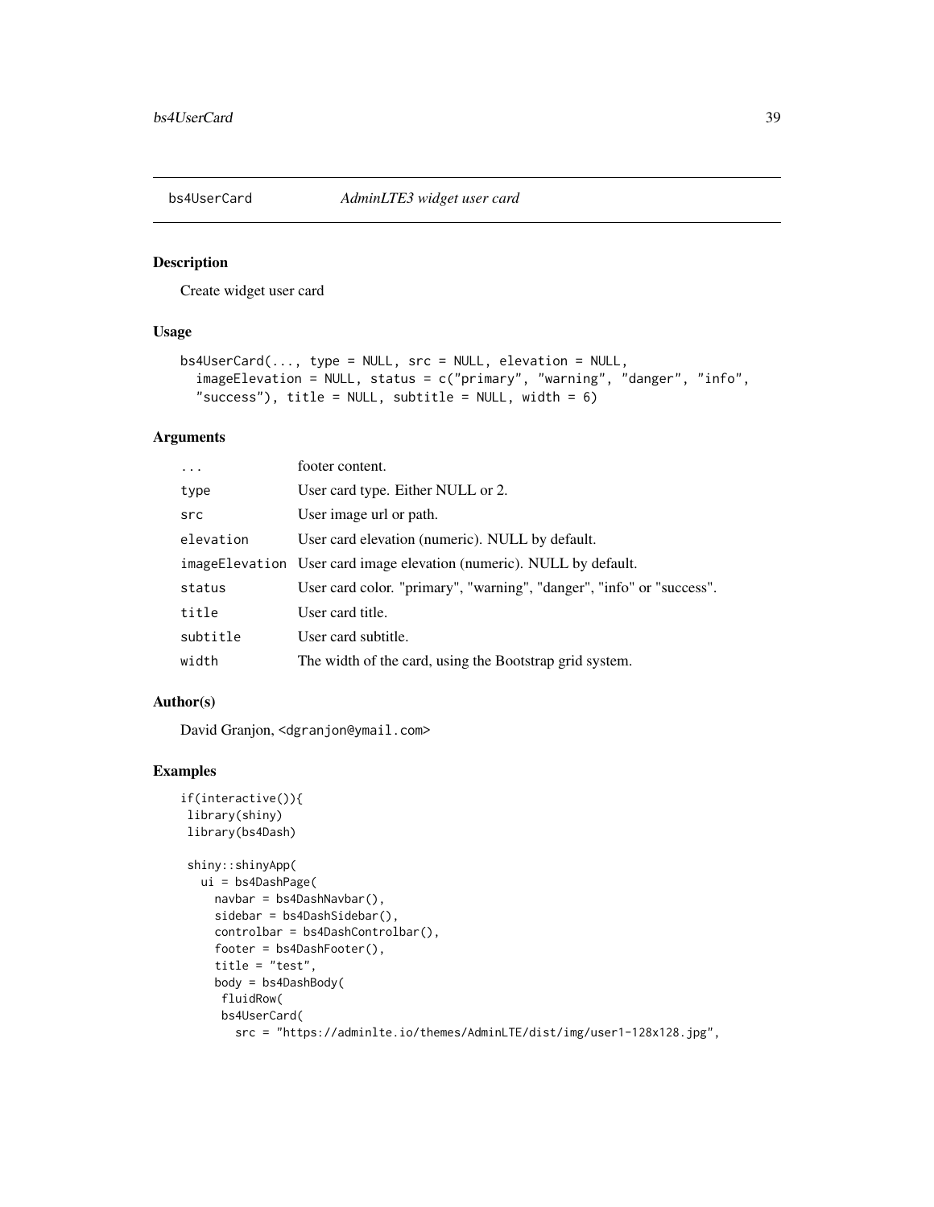## bs4UserCard — *AdminLTE3 widget user card*

### Description

Create widget user card

### Usage

```
bs4UserCard(..., type = NULL, src = NULL, elevation = NULL,
  imageElevation = NULL, status = c("primary", "warning", "danger", "info",
  "success"), title = NULL, subtitle = NULL, width = 6)
```

### Arguments

| | |
|---|---|
| `...` | footer content. |
| `type` | User card type. Either NULL or 2. |
| `src` | User image url or path. |
| `elevation` | User card elevation (numeric). NULL by default. |
| `imageElevation` | User card image elevation (numeric). NULL by default. |
| `status` | User card color. "primary", "warning", "danger", "info" or "success". |
| `title` | User card title. |
| `subtitle` | User card subtitle. |
| `width` | The width of the card, using the Bootstrap grid system. |

### Author(s)

David Granjon, <dgranjon@ymail.com>

### Examples

```
if(interactive()){
 library(shiny)
 library(bs4Dash)

 shiny::shinyApp(
   ui = bs4DashPage(
     navbar = bs4DashNavbar(),
     sidebar = bs4DashSidebar(),
     controlbar = bs4DashControlbar(),
     footer = bs4DashFooter(),
     title = "test",
     body = bs4DashBody(
      fluidRow(
      bs4UserCard(
        src = "https://adminlte.io/themes/AdminLTE/dist/img/user1-128x128.jpg",
```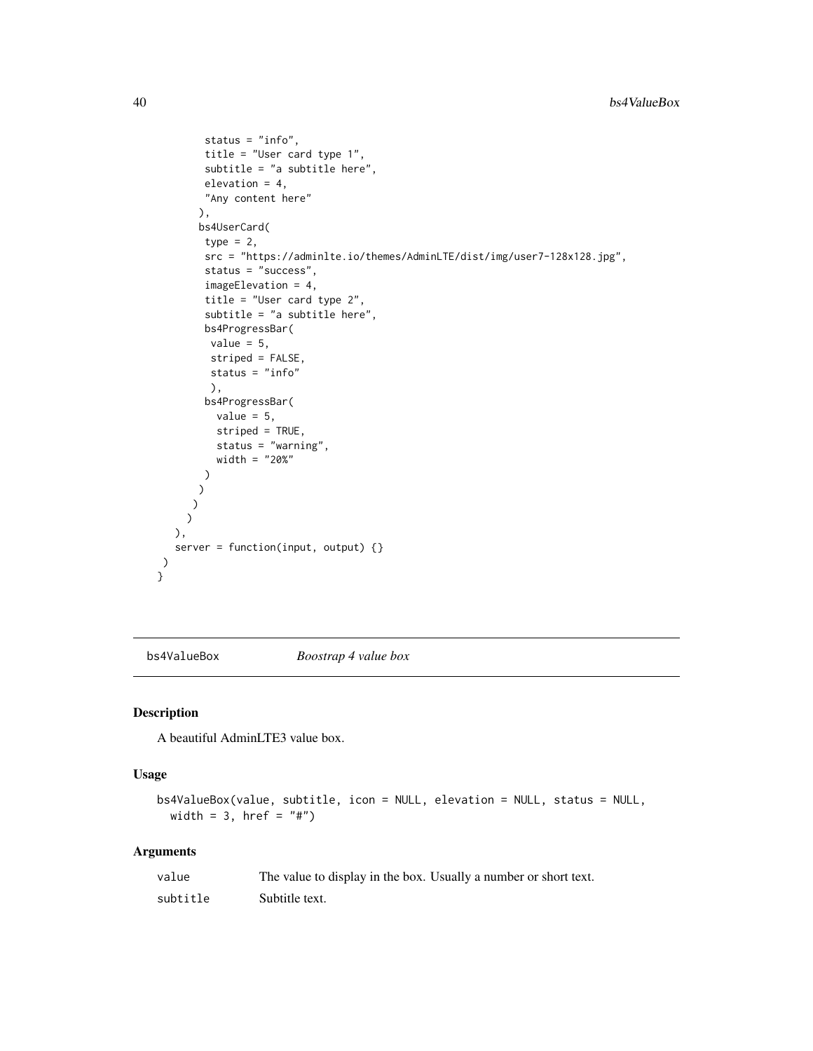```
        status = "info",
        title = "User card type 1",
        subtitle = "a subtitle here",
        elevation = 4,
        "Any content here"
       ),
       bs4UserCard(
        type = 2,
        src = "https://adminlte.io/themes/AdminLTE/dist/img/user7-128x128.jpg",
        status = "success",
        imageElevation = 4,
        title = "User card type 2",
        subtitle = "a subtitle here",
        bs4ProgressBar(
         value = 5,
         striped = FALSE,
         status = "info"
         ),
        bs4ProgressBar(
          value = 5,
          striped = TRUE,
          status = "warning",
          width = "20%"
        )
       )
      )
     )
   ),
   server = function(input, output) {}
 )
}
```

## bs4ValueBox *Boostrap 4 value box*

### Description

A beautiful AdminLTE3 value box.

### Usage

```
bs4ValueBox(value, subtitle, icon = NULL, elevation = NULL, status = NULL,
  width = 3, href = "#")
```

### Arguments

| | |
|---|---|
| value | The value to display in the box. Usually a number or short text. |
| subtitle | Subtitle text. |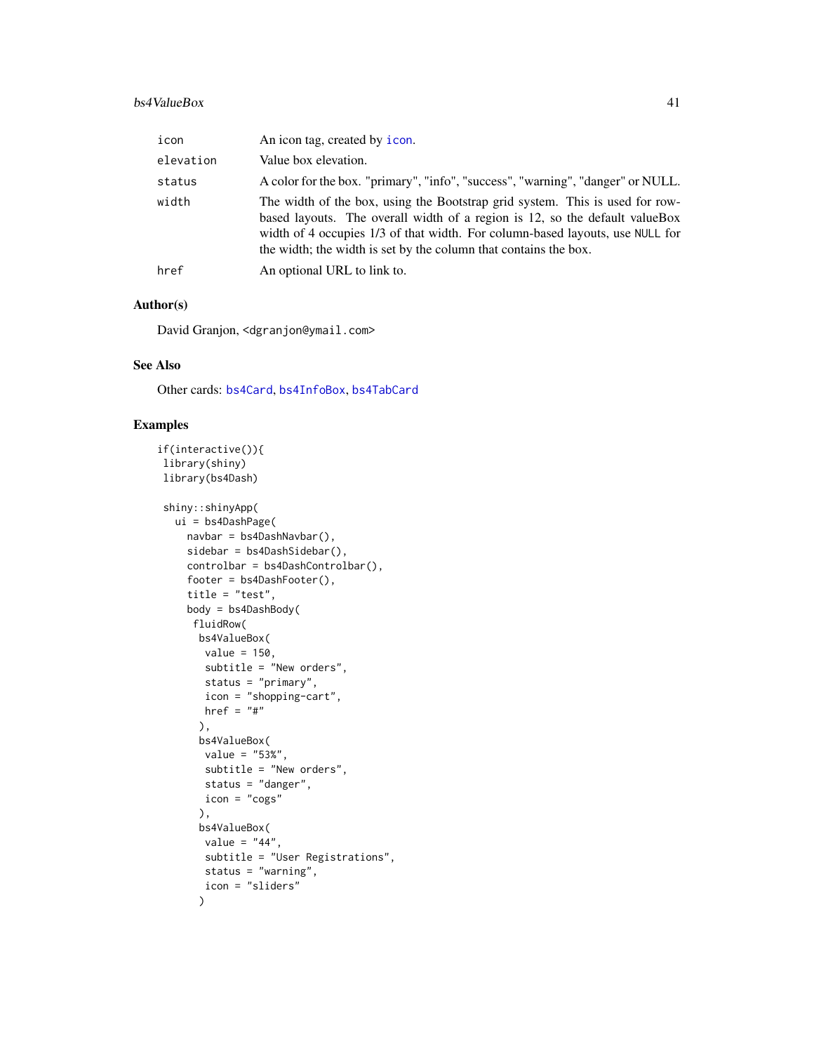| | |
|---|---|
| icon | An icon tag, created by icon. |
| elevation | Value box elevation. |
| status | A color for the box. "primary", "info", "success", "warning", "danger" or NULL. |
| width | The width of the box, using the Bootstrap grid system. This is used for row-based layouts. The overall width of a region is 12, so the default valueBox width of 4 occupies 1/3 of that width. For column-based layouts, use NULL for the width; the width is set by the column that contains the box. |
| href | An optional URL to link to. |

## Author(s)

David Granjon, <dgranjon@ymail.com>

## See Also

Other cards: bs4Card, bs4InfoBox, bs4TabCard

## Examples

```
if(interactive()){
 library(shiny)
 library(bs4Dash)

 shiny::shinyApp(
   ui = bs4DashPage(
     navbar = bs4DashNavbar(),
     sidebar = bs4DashSidebar(),
     controlbar = bs4DashControlbar(),
     footer = bs4DashFooter(),
     title = "test",
     body = bs4DashBody(
      fluidRow(
       bs4ValueBox(
        value = 150,
        subtitle = "New orders",
        status = "primary",
        icon = "shopping-cart",
        href = "#"
       ),
       bs4ValueBox(
        value = "53%",
        subtitle = "New orders",
        status = "danger",
        icon = "cogs"
       ),
       bs4ValueBox(
        value = "44",
        subtitle = "User Registrations",
        status = "warning",
        icon = "sliders"
       )
```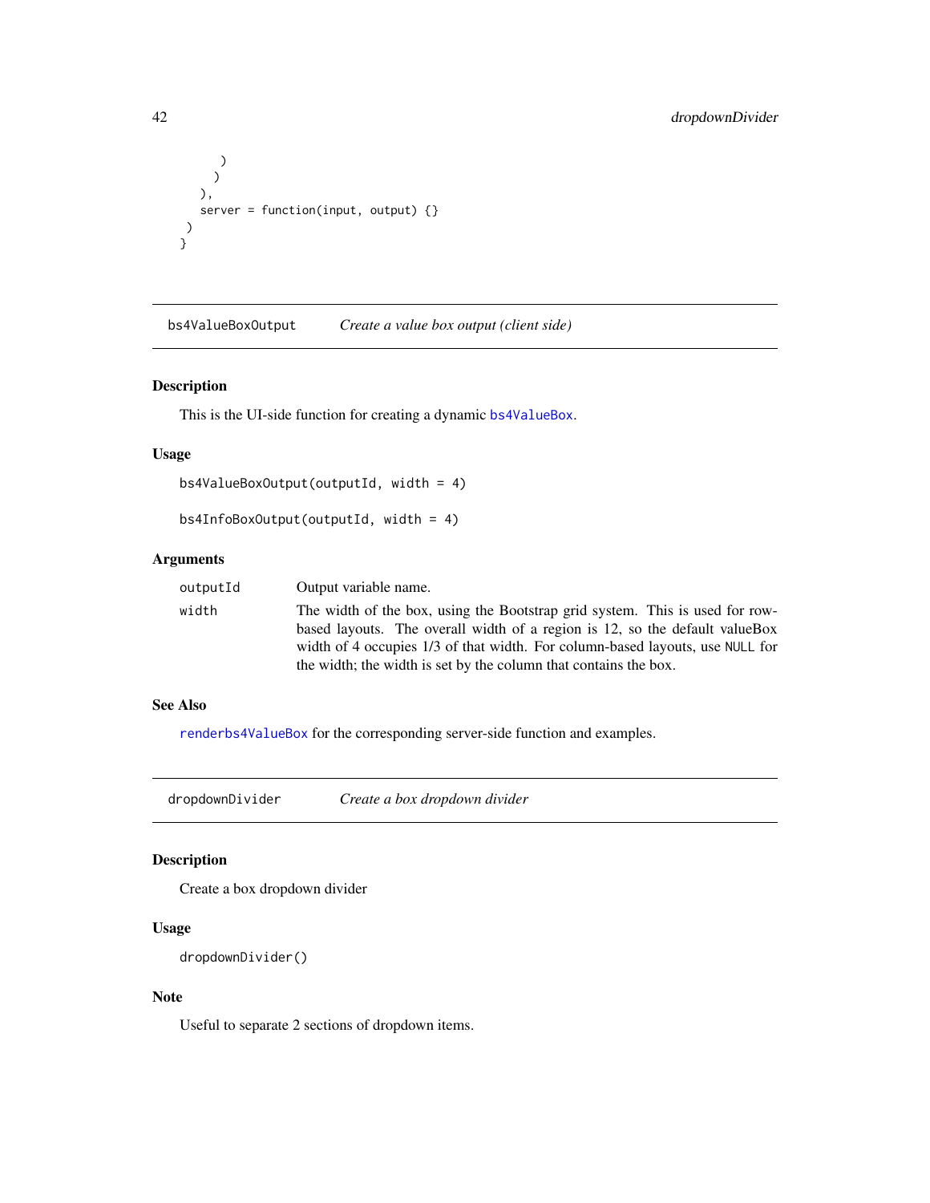```
      )
    )
  ),
  server = function(input, output) {}
 )
}
```

## bs4ValueBoxOutput *Create a value box output (client side)*

### Description

This is the UI-side function for creating a dynamic bs4ValueBox.

### Usage

```
bs4ValueBoxOutput(outputId, width = 4)

bs4InfoBoxOutput(outputId, width = 4)
```

### Arguments

| | |
|---|---|
| outputId | Output variable name. |
| width | The width of the box, using the Bootstrap grid system. This is used for row-based layouts. The overall width of a region is 12, so the default valueBox width of 4 occupies 1/3 of that width. For column-based layouts, use `NULL` for the width; the width is set by the column that contains the box. |

### See Also

renderbs4ValueBox for the corresponding server-side function and examples.

## dropdownDivider *Create a box dropdown divider*

### Description

Create a box dropdown divider

### Usage

```
dropdownDivider()
```

### Note

Useful to separate 2 sections of dropdown items.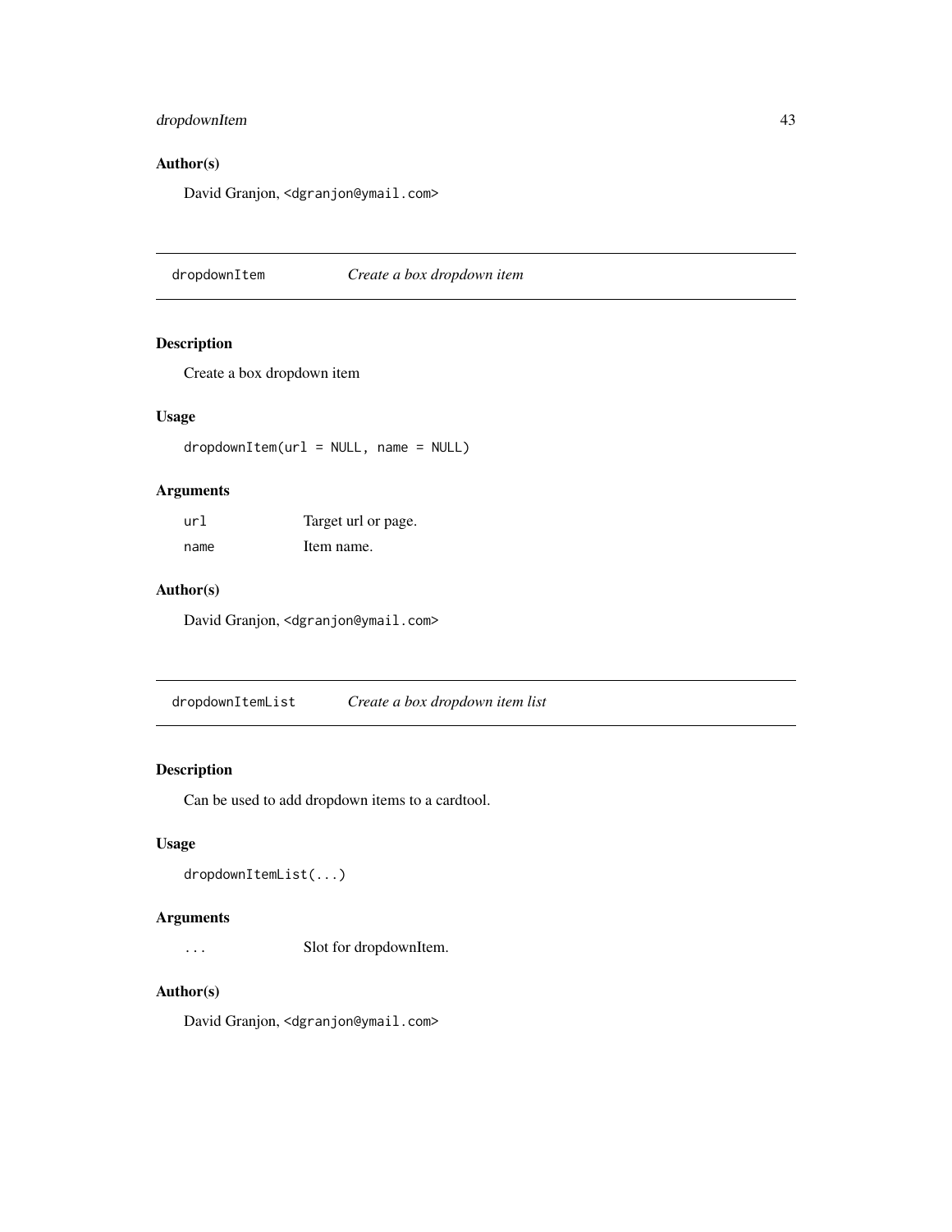## Author(s)

David Granjon, <dgranjon@ymail.com>

---

# dropdownItem *Create a box dropdown item*

---

## Description

Create a box dropdown item

## Usage

```
dropdownItem(url = NULL, name = NULL)
```

## Arguments

| | |
|---|---|
| url | Target url or page. |
| name | Item name. |

## Author(s)

David Granjon, <dgranjon@ymail.com>

---

# dropdownItemList *Create a box dropdown item list*

---

## Description

Can be used to add dropdown items to a cardtool.

## Usage

```
dropdownItemList(...)
```

## Arguments

| | |
|---|---|
| ... | Slot for dropdownItem. |

## Author(s)

David Granjon, <dgranjon@ymail.com>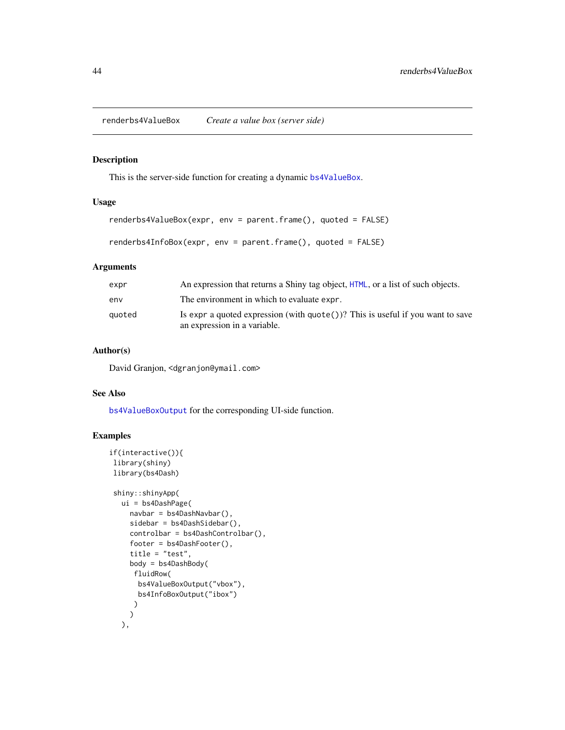## renderbs4ValueBox — *Create a value box (server side)*

### Description

This is the server-side function for creating a dynamic bs4ValueBox.

### Usage

```
renderbs4ValueBox(expr, env = parent.frame(), quoted = FALSE)

renderbs4InfoBox(expr, env = parent.frame(), quoted = FALSE)
```

### Arguments

| | |
|---|---|
| expr | An expression that returns a Shiny tag object, HTML, or a list of such objects. |
| env | The environment in which to evaluate expr. |
| quoted | Is expr a quoted expression (with quote())? This is useful if you want to save an expression in a variable. |

### Author(s)

David Granjon, <dgranjon@ymail.com>

### See Also

bs4ValueBoxOutput for the corresponding UI-side function.

### Examples

```
if(interactive()){
 library(shiny)
 library(bs4Dash)

 shiny::shinyApp(
   ui = bs4DashPage(
     navbar = bs4DashNavbar(),
     sidebar = bs4DashSidebar(),
     controlbar = bs4DashControlbar(),
     footer = bs4DashFooter(),
     title = "test",
     body = bs4DashBody(
      fluidRow(
       bs4ValueBoxOutput("vbox"),
       bs4InfoBoxOutput("ibox")
      )
     )
   ),
```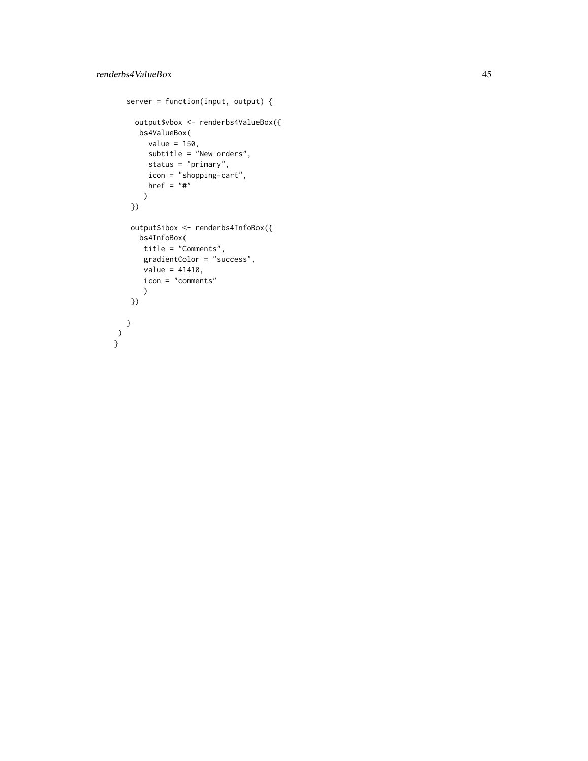```
    server = function(input, output) {

      output$vbox <- renderbs4ValueBox({
       bs4ValueBox(
         value = 150,
         subtitle = "New orders",
         status = "primary",
         icon = "shopping-cart",
         href = "#"
        )
     })

     output$ibox <- renderbs4InfoBox({
       bs4InfoBox(
        title = "Comments",
        gradientColor = "success",
        value = 41410,
        icon = "comments"
        )
     })

    }
  )
}
```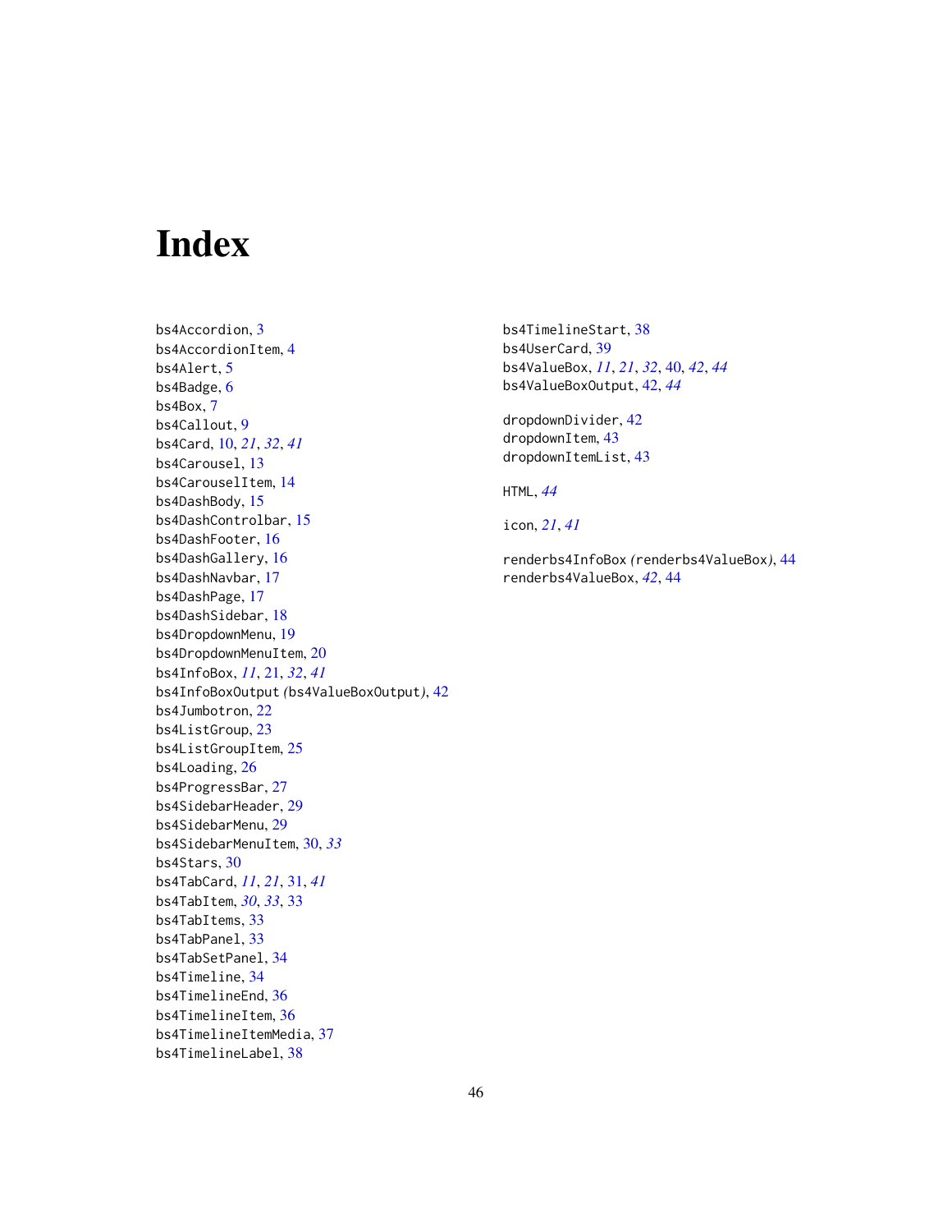# Index

bs4Accordion, 3
bs4AccordionItem, 4
bs4Alert, 5
bs4Badge, 6
bs4Box, 7
bs4Callout, 9
bs4Card, 10, *21*, *32*, *41*
bs4Carousel, 13
bs4CarouselItem, 14
bs4DashBody, 15
bs4DashControlbar, 15
bs4DashFooter, 16
bs4DashGallery, 16
bs4DashNavbar, 17
bs4DashPage, 17
bs4DashSidebar, 18
bs4DropdownMenu, 19
bs4DropdownMenuItem, 20
bs4InfoBox, *11*, 21, *32*, *41*
bs4InfoBoxOutput *(*bs4ValueBoxOutput*)*, 42
bs4Jumbotron, 22
bs4ListGroup, 23
bs4ListGroupItem, 25
bs4Loading, 26
bs4ProgressBar, 27
bs4SidebarHeader, 29
bs4SidebarMenu, 29
bs4SidebarMenuItem, 30, *33*
bs4Stars, 30
bs4TabCard, *11*, *21*, 31, *41*
bs4TabItem, *30*, *33*, 33
bs4TabItems, 33
bs4TabPanel, 33
bs4TabSetPanel, 34
bs4Timeline, 34
bs4TimelineEnd, 36
bs4TimelineItem, 36
bs4TimelineItemMedia, 37
bs4TimelineLabel, 38
bs4TimelineStart, 38
bs4UserCard, 39
bs4ValueBox, *11*, *21*, *32*, 40, *42*, *44*
bs4ValueBoxOutput, 42, *44*

dropdownDivider, 42
dropdownItem, 43
dropdownItemList, 43

HTML, *44*

icon, *21*, *41*

renderbs4InfoBox *(*renderbs4ValueBox*)*, 44
renderbs4ValueBox, *42*, 44